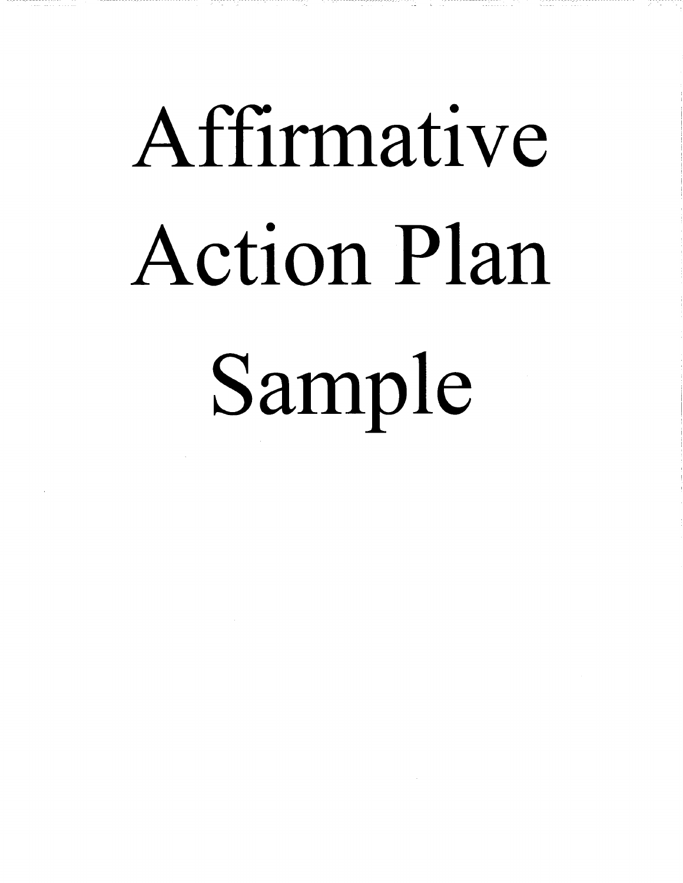# Affirmative Action Plan Sample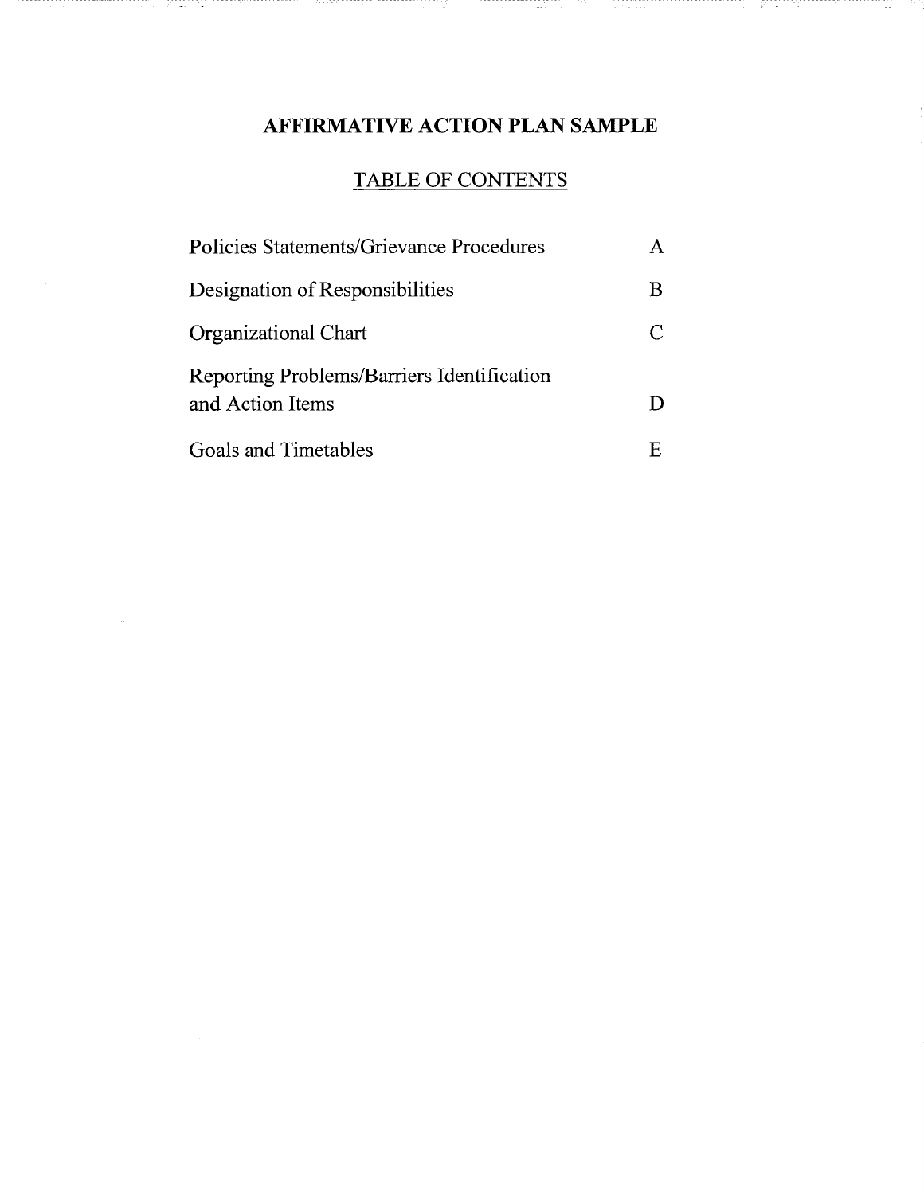# AFFIRMATIVE ACTION PLAN SAMPLE

## TABLE OF CONTENTS

| | |
|---|---|
| Policies Statements/Grievance Procedures | A |
| Designation of Responsibilities | B |
| Organizational Chart | C |
| Reporting Problems/Barriers Identification and Action Items | D |
| Goals and Timetables | E |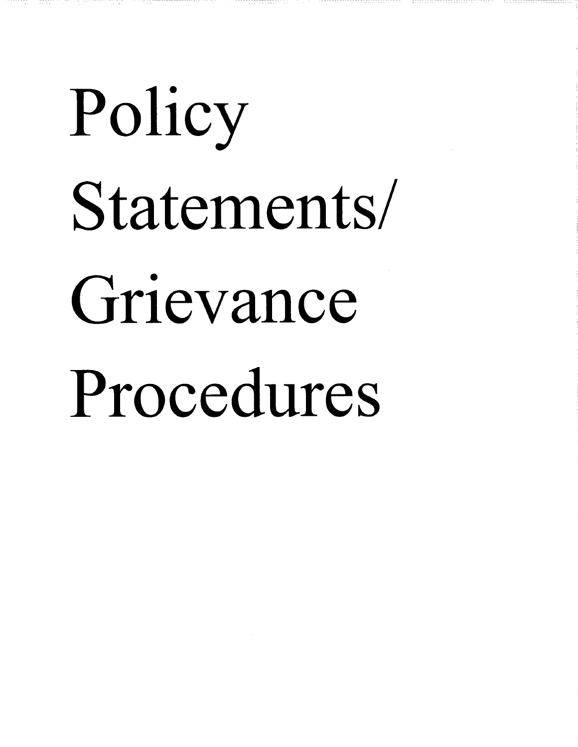# Policy Statements/ Grievance Procedures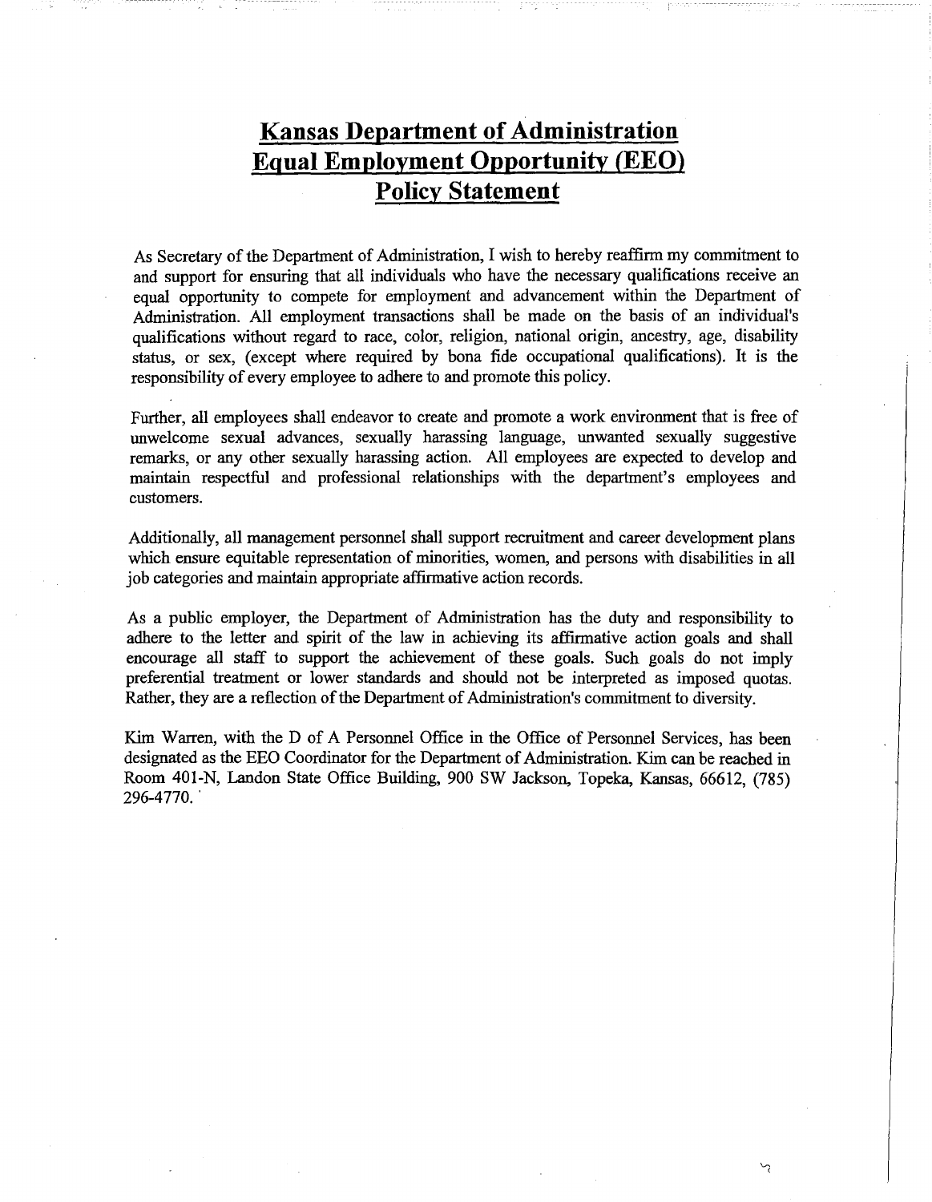# Kansas Department of Administration Equal Employment Opportunity (EEO) Policy Statement

As Secretary of the Department of Administration, I wish to hereby reaffirm my commitment to and support for ensuring that all individuals who have the necessary qualifications receive an equal opportunity to compete for employment and advancement within the Department of Administration. All employment transactions shall be made on the basis of an individual's qualifications without regard to race, color, religion, national origin, ancestry, age, disability status, or sex, (except where required by bona fide occupational qualifications). It is the responsibility of every employee to adhere to and promote this policy.

Further, all employees shall endeavor to create and promote a work environment that is free of unwelcome sexual advances, sexually harassing language, unwanted sexually suggestive remarks, or any other sexually harassing action. All employees are expected to develop and maintain respectful and professional relationships with the department's employees and customers.

Additionally, all management personnel shall support recruitment and career development plans which ensure equitable representation of minorities, women, and persons with disabilities in all job categories and maintain appropriate affirmative action records.

As a public employer, the Department of Administration has the duty and responsibility to adhere to the letter and spirit of the law in achieving its affirmative action goals and shall encourage all staff to support the achievement of these goals. Such goals do not imply preferential treatment or lower standards and should not be interpreted as imposed quotas. Rather, they are a reflection of the Department of Administration's commitment to diversity.

Kim Warren, with the D of A Personnel Office in the Office of Personnel Services, has been designated as the EEO Coordinator for the Department of Administration. Kim can be reached in Room 401-N, Landon State Office Building, 900 SW Jackson, Topeka, Kansas, 66612, (785) 296-4770.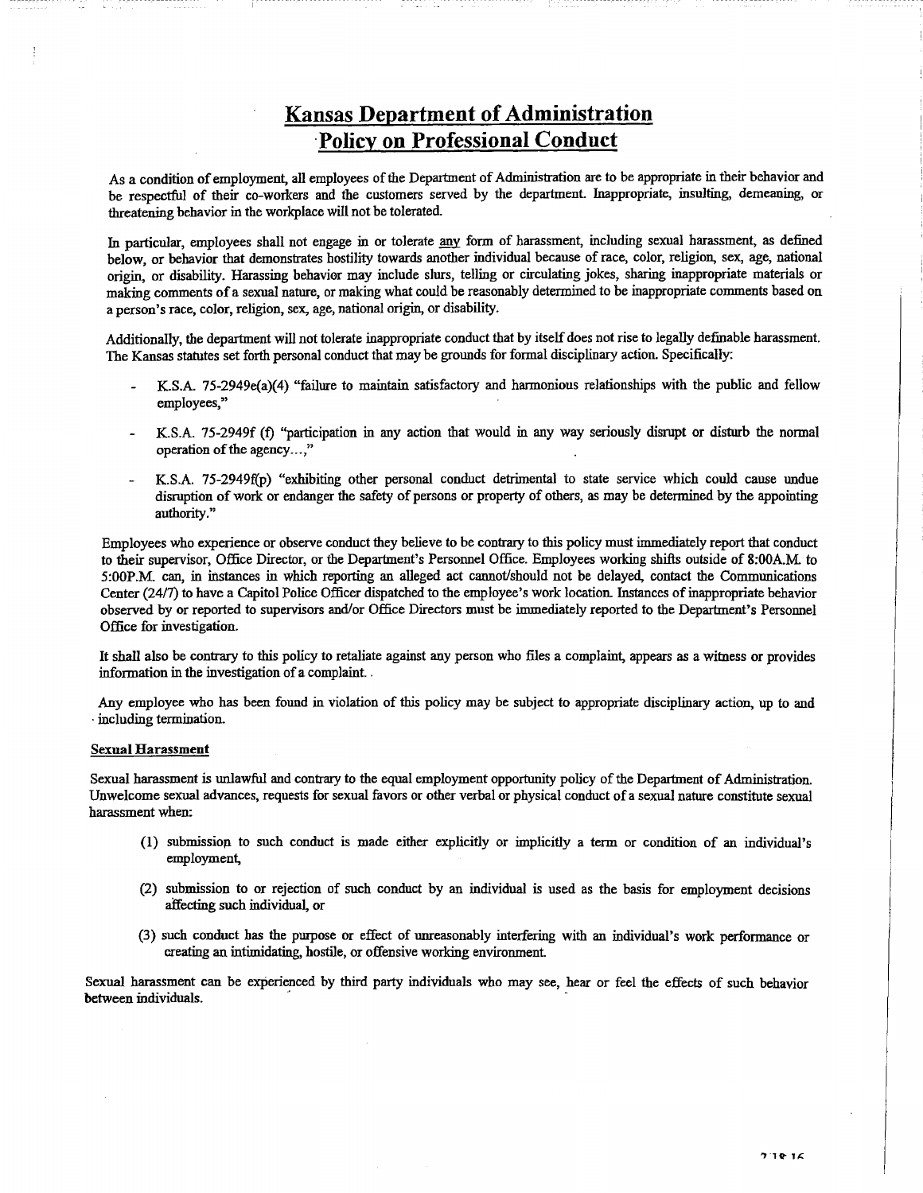# Kansas Department of Administration Policy on Professional Conduct

As a condition of employment, all employees of the Department of Administration are to be appropriate in their behavior and be respectful of their co-workers and the customers served by the department. Inappropriate, insulting, demeaning, or threatening behavior in the workplace will not be tolerated.

In particular, employees shall not engage in or tolerate any form of harassment, including sexual harassment, as defined below, or behavior that demonstrates hostility towards another individual because of race, color, religion, sex, age, national origin, or disability. Harassing behavior may include slurs, telling or circulating jokes, sharing inappropriate materials or making comments of a sexual nature, or making what could be reasonably determined to be inappropriate comments based on a person's race, color, religion, sex, age, national origin, or disability.

Additionally, the department will not tolerate inappropriate conduct that by itself does not rise to legally definable harassment. The Kansas statutes set forth personal conduct that may be grounds for formal disciplinary action. Specifically:

- K.S.A. 75-2949e(a)(4) "failure to maintain satisfactory and harmonious relationships with the public and fellow employees,"
- K.S.A. 75-2949f (f) "participation in any action that would in any way seriously disrupt or disturb the normal operation of the agency...,"
- K.S.A. 75-2949f(p) "exhibiting other personal conduct detrimental to state service which could cause undue disruption of work or endanger the safety of persons or property of others, as may be determined by the appointing authority."

Employees who experience or observe conduct they believe to be contrary to this policy must immediately report that conduct to their supervisor, Office Director, or the Department's Personnel Office. Employees working shifts outside of 8:00A.M. to 5:00P.M. can, in instances in which reporting an alleged act cannot/should not be delayed, contact the Communications Center (24/7) to have a Capitol Police Officer dispatched to the employee's work location. Instances of inappropriate behavior observed by or reported to supervisors and/or Office Directors must be immediately reported to the Department's Personnel Office for investigation.

It shall also be contrary to this policy to retaliate against any person who files a complaint, appears as a witness or provides information in the investigation of a complaint..

Any employee who has been found in violation of this policy may be subject to appropriate disciplinary action, up to and including termination.

**Sexual Harassment**

Sexual harassment is unlawful and contrary to the equal employment opportunity policy of the Department of Administration. Unwelcome sexual advances, requests for sexual favors or other verbal or physical conduct of a sexual nature constitute sexual harassment when:

(1) submission to such conduct is made either explicitly or implicitly a term or condition of an individual's employment,

(2) submission to or rejection of such conduct by an individual is used as the basis for employment decisions affecting such individual, or

(3) such conduct has the purpose or effect of unreasonably interfering with an individual's work performance or creating an intimidating, hostile, or offensive working environment.

Sexual harassment can be experienced by third party individuals who may see, hear or feel the effects of such behavior between individuals.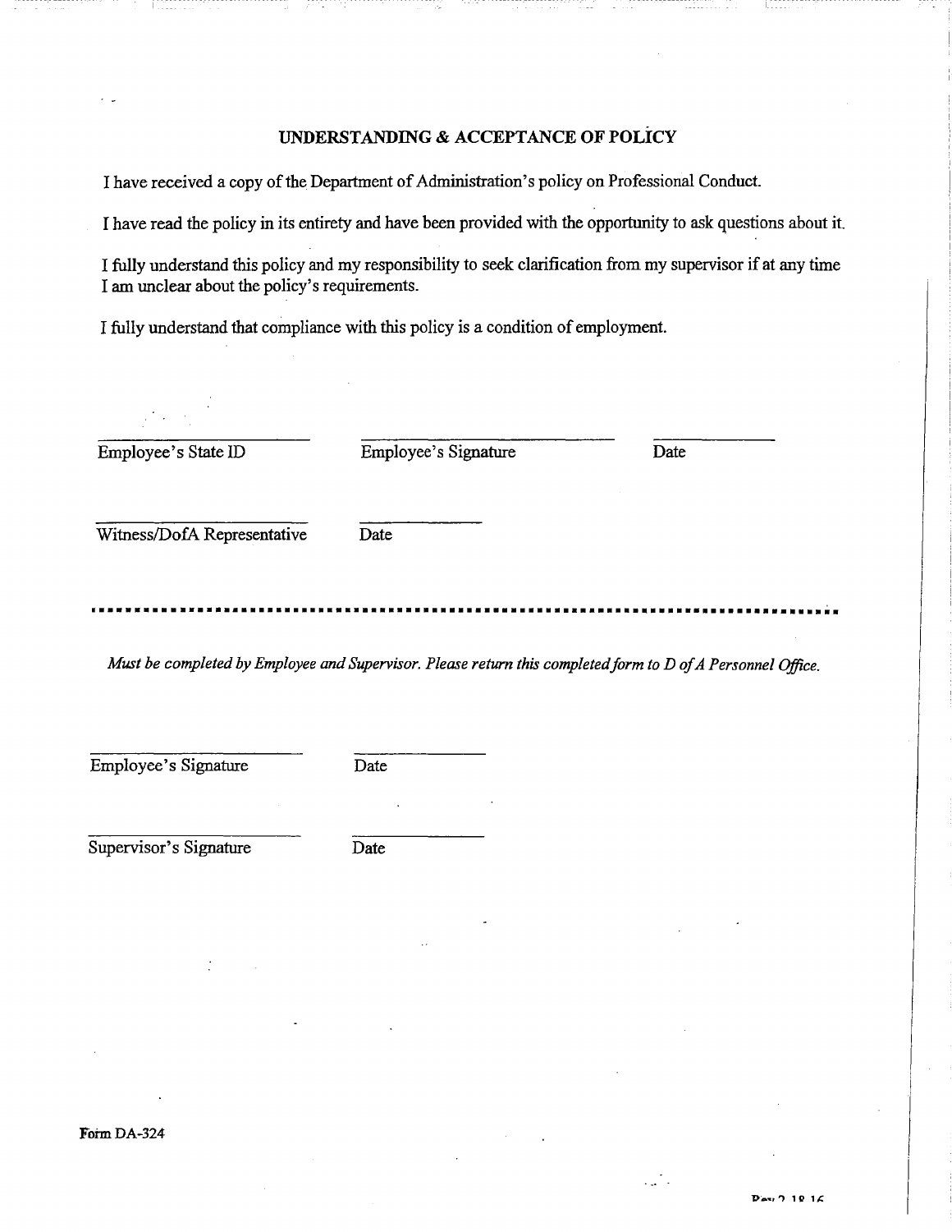## UNDERSTANDING & ACCEPTANCE OF POLICY

I have received a copy of the Department of Administration's policy on Professional Conduct.

I have read the policy in its entirety and have been provided with the opportunity to ask questions about it.

I fully understand this policy and my responsibility to seek clarification from my supervisor if at any time I am unclear about the policy's requirements.

I fully understand that compliance with this policy is a condition of employment.

| | | |
|---|---|---|
| ______________________ | ______________________ | ____________ |
| Employee's State ID | Employee's Signature | Date |

| | |
|---|---|
| ______________________ | ____________ |
| Witness/DofA Representative | Date |

---

*Must be completed by Employee and Supervisor. Please return this completed form to D of A Personnel Office.*

| | |
|---|---|
| ______________________ | ____________ |
| Employee's Signature | Date |
| ______________________ | ____________ |
| Supervisor's Signature | Date |

Form DA-324

Rev 2.18.16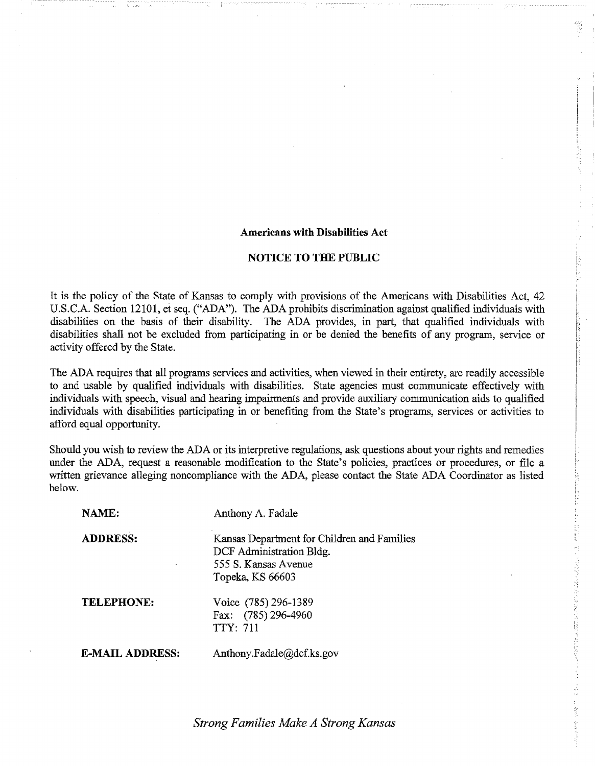**Americans with Disabilities Act**

**NOTICE TO THE PUBLIC**

It is the policy of the State of Kansas to comply with provisions of the Americans with Disabilities Act, 42 U.S.C.A. Section 12101, et seq. ("ADA"). The ADA prohibits discrimination against qualified individuals with disabilities on the basis of their disability. The ADA provides, in part, that qualified individuals with disabilities shall not be excluded from participating in or be denied the benefits of any program, service or activity offered by the State.

The ADA requires that all programs services and activities, when viewed in their entirety, are readily accessible to and usable by qualified individuals with disabilities. State agencies must communicate effectively with individuals with speech, visual and hearing impairments and provide auxiliary communication aids to qualified individuals with disabilities participating in or benefiting from the State's programs, services or activities to afford equal opportunity.

Should you wish to review the ADA or its interpretive regulations, ask questions about your rights and remedies under the ADA, request a reasonable modification to the State's policies, practices or procedures, or file a written grievance alleging noncompliance with the ADA, please contact the State ADA Coordinator as listed below.

**NAME:** Anthony A. Fadale

**ADDRESS:**
Kansas Department for Children and Families
DCF Administration Bldg.
555 S. Kansas Avenue
Topeka, KS 66603

**TELEPHONE:**
Voice (785) 296-1389
Fax: (785) 296-4960
TTY: 711

**E-MAIL ADDRESS:** Anthony.Fadale@dcf.ks.gov

*Strong Families Make A Strong Kansas*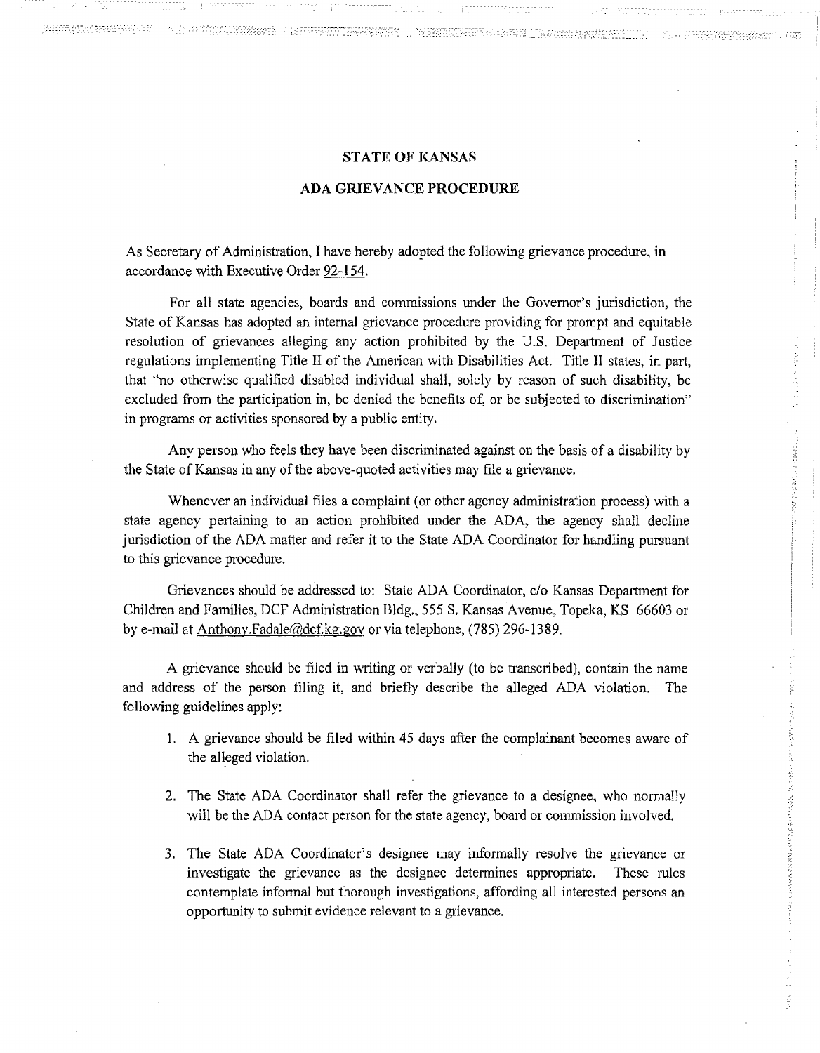# STATE OF KANSAS

## ADA GRIEVANCE PROCEDURE

As Secretary of Administration, I have hereby adopted the following grievance procedure, in accordance with Executive Order 92-154.

For all state agencies, boards and commissions under the Governor's jurisdiction, the State of Kansas has adopted an internal grievance procedure providing for prompt and equitable resolution of grievances alleging any action prohibited by the U.S. Department of Justice regulations implementing Title II of the American with Disabilities Act. Title II states, in part, that "no otherwise qualified disabled individual shall, solely by reason of such disability, be excluded from the participation in, be denied the benefits of, or be subjected to discrimination" in programs or activities sponsored by a public entity.

Any person who feels they have been discriminated against on the basis of a disability by the State of Kansas in any of the above-quoted activities may file a grievance.

Whenever an individual files a complaint (or other agency administration process) with a state agency pertaining to an action prohibited under the ADA, the agency shall decline jurisdiction of the ADA matter and refer it to the State ADA Coordinator for handling pursuant to this grievance procedure.

Grievances should be addressed to: State ADA Coordinator, c/o Kansas Department for Children and Families, DCF Administration Bldg., 555 S. Kansas Avenue, Topeka, KS 66603 or by e-mail at Anthony.Fadale@dcf.ks.gov or via telephone, (785) 296-1389.

A grievance should be filed in writing or verbally (to be transcribed), contain the name and address of the person filing it, and briefly describe the alleged ADA violation. The following guidelines apply:

1. A grievance should be filed within 45 days after the complainant becomes aware of the alleged violation.
2. The State ADA Coordinator shall refer the grievance to a designee, who normally will be the ADA contact person for the state agency, board or commission involved.
3. The State ADA Coordinator's designee may informally resolve the grievance or investigate the grievance as the designee determines appropriate. These rules contemplate informal but thorough investigations, affording all interested persons an opportunity to submit evidence relevant to a grievance.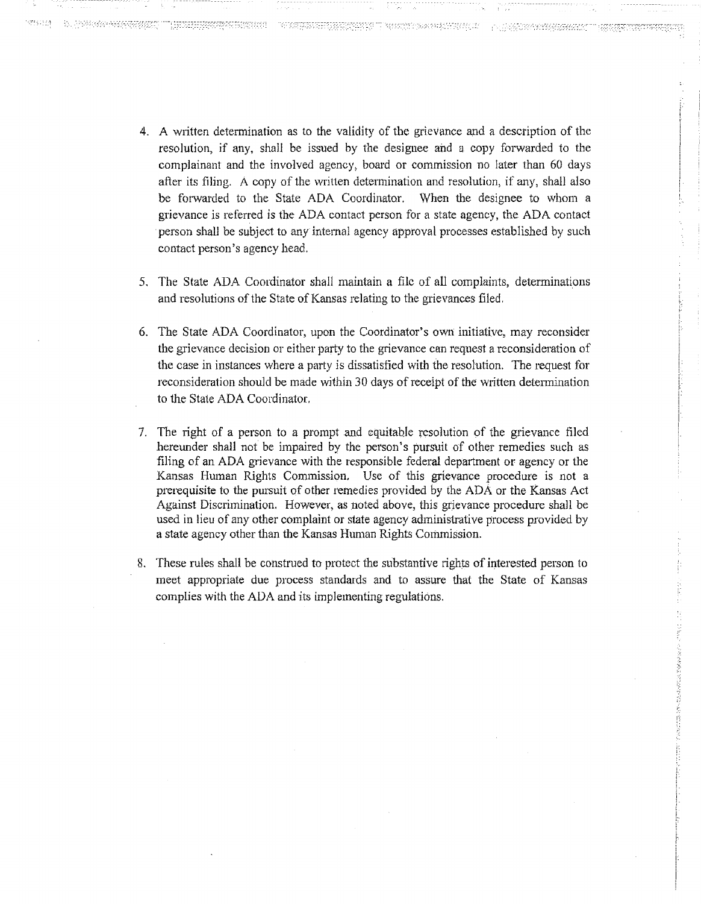4. A written determination as to the validity of the grievance and a description of the resolution, if any, shall be issued by the designee and a copy forwarded to the complainant and the involved agency, board or commission no later than 60 days after its filing. A copy of the written determination and resolution, if any, shall also be forwarded to the State ADA Coordinator. When the designee to whom a grievance is referred is the ADA contact person for a state agency, the ADA contact person shall be subject to any internal agency approval processes established by such contact person's agency head.

5. The State ADA Coordinator shall maintain a file of all complaints, determinations and resolutions of the State of Kansas relating to the grievances filed.

6. The State ADA Coordinator, upon the Coordinator's own initiative, may reconsider the grievance decision or either party to the grievance can request a reconsideration of the case in instances where a party is dissatisfied with the resolution. The request for reconsideration should be made within 30 days of receipt of the written determination to the State ADA Coordinator.

7. The right of a person to a prompt and equitable resolution of the grievance filed hereunder shall not be impaired by the person's pursuit of other remedies such as filing of an ADA grievance with the responsible federal department or agency or the Kansas Human Rights Commission. Use of this grievance procedure is not a prerequisite to the pursuit of other remedies provided by the ADA or the Kansas Act Against Discrimination. However, as noted above, this grievance procedure shall be used in lieu of any other complaint or state agency administrative process provided by a state agency other than the Kansas Human Rights Commission.

8. These rules shall be construed to protect the substantive rights of interested person to meet appropriate due process standards and to assure that the State of Kansas complies with the ADA and its implementing regulations.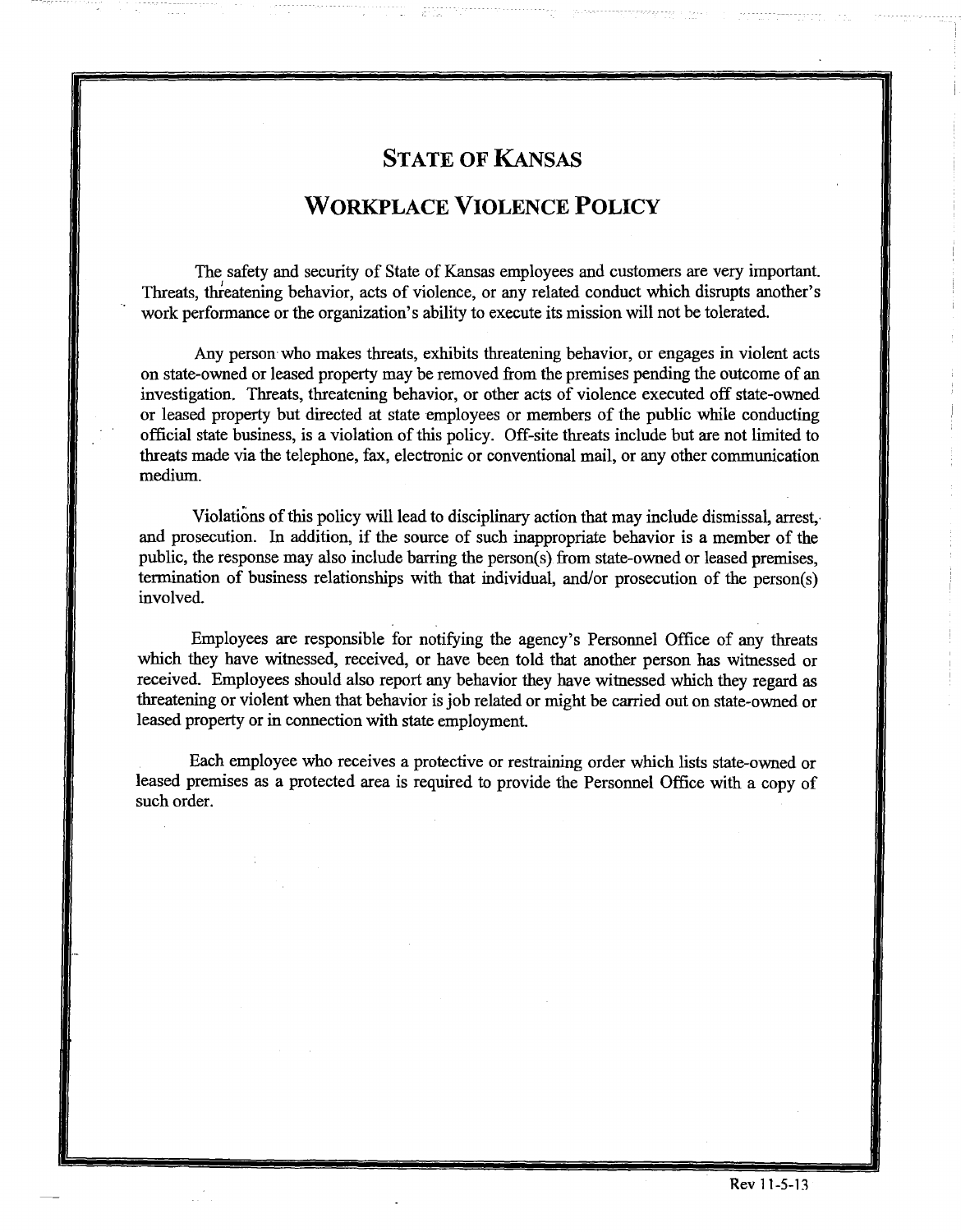# STATE OF KANSAS

## WORKPLACE VIOLENCE POLICY

The safety and security of State of Kansas employees and customers are very important. Threats, threatening behavior, acts of violence, or any related conduct which disrupts another's work performance or the organization's ability to execute its mission will not be tolerated.

Any person who makes threats, exhibits threatening behavior, or engages in violent acts on state-owned or leased property may be removed from the premises pending the outcome of an investigation. Threats, threatening behavior, or other acts of violence executed off state-owned or leased property but directed at state employees or members of the public while conducting official state business, is a violation of this policy. Off-site threats include but are not limited to threats made via the telephone, fax, electronic or conventional mail, or any other communication medium.

Violations of this policy will lead to disciplinary action that may include dismissal, arrest, and prosecution. In addition, if the source of such inappropriate behavior is a member of the public, the response may also include barring the person(s) from state-owned or leased premises, termination of business relationships with that individual, and/or prosecution of the person(s) involved.

Employees are responsible for notifying the agency's Personnel Office of any threats which they have witnessed, received, or have been told that another person has witnessed or received. Employees should also report any behavior they have witnessed which they regard as threatening or violent when that behavior is job related or might be carried out on state-owned or leased property or in connection with state employment.

Each employee who receives a protective or restraining order which lists state-owned or leased premises as a protected area is required to provide the Personnel Office with a copy of such order.

Rev 11-5-13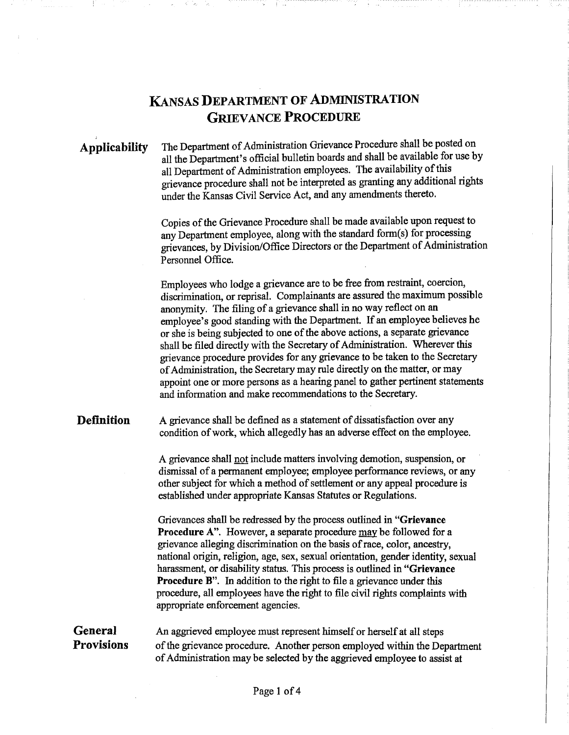# Kansas Department of Administration Grievance Procedure

## Applicability

The Department of Administration Grievance Procedure shall be posted on all the Department's official bulletin boards and shall be available for use by all Department of Administration employees. The availability of this grievance procedure shall not be interpreted as granting any additional rights under the Kansas Civil Service Act, and any amendments thereto.

Copies of the Grievance Procedure shall be made available upon request to any Department employee, along with the standard form(s) for processing grievances, by Division/Office Directors or the Department of Administration Personnel Office.

Employees who lodge a grievance are to be free from restraint, coercion, discrimination, or reprisal. Complainants are assured the maximum possible anonymity. The filing of a grievance shall in no way reflect on an employee's good standing with the Department. If an employee believes he or she is being subjected to one of the above actions, a separate grievance shall be filed directly with the Secretary of Administration. Wherever this grievance procedure provides for any grievance to be taken to the Secretary of Administration, the Secretary may rule directly on the matter, or may appoint one or more persons as a hearing panel to gather pertinent statements and information and make recommendations to the Secretary.

## Definition

A grievance shall be defined as a statement of dissatisfaction over any condition of work, which allegedly has an adverse effect on the employee.

A grievance shall not include matters involving demotion, suspension, or dismissal of a permanent employee; employee performance reviews, or any other subject for which a method of settlement or any appeal procedure is established under appropriate Kansas Statutes or Regulations.

Grievances shall be redressed by the process outlined in **"Grievance Procedure A"**. However, a separate procedure may be followed for a grievance alleging discrimination on the basis of race, color, ancestry, national origin, religion, age, sex, sexual orientation, gender identity, sexual harassment, or disability status. This process is outlined in **"Grievance Procedure B"**. In addition to the right to file a grievance under this procedure, all employees have the right to file civil rights complaints with appropriate enforcement agencies.

## General Provisions

An aggrieved employee must represent himself or herself at all steps of the grievance procedure. Another person employed within the Department of Administration may be selected by the aggrieved employee to assist at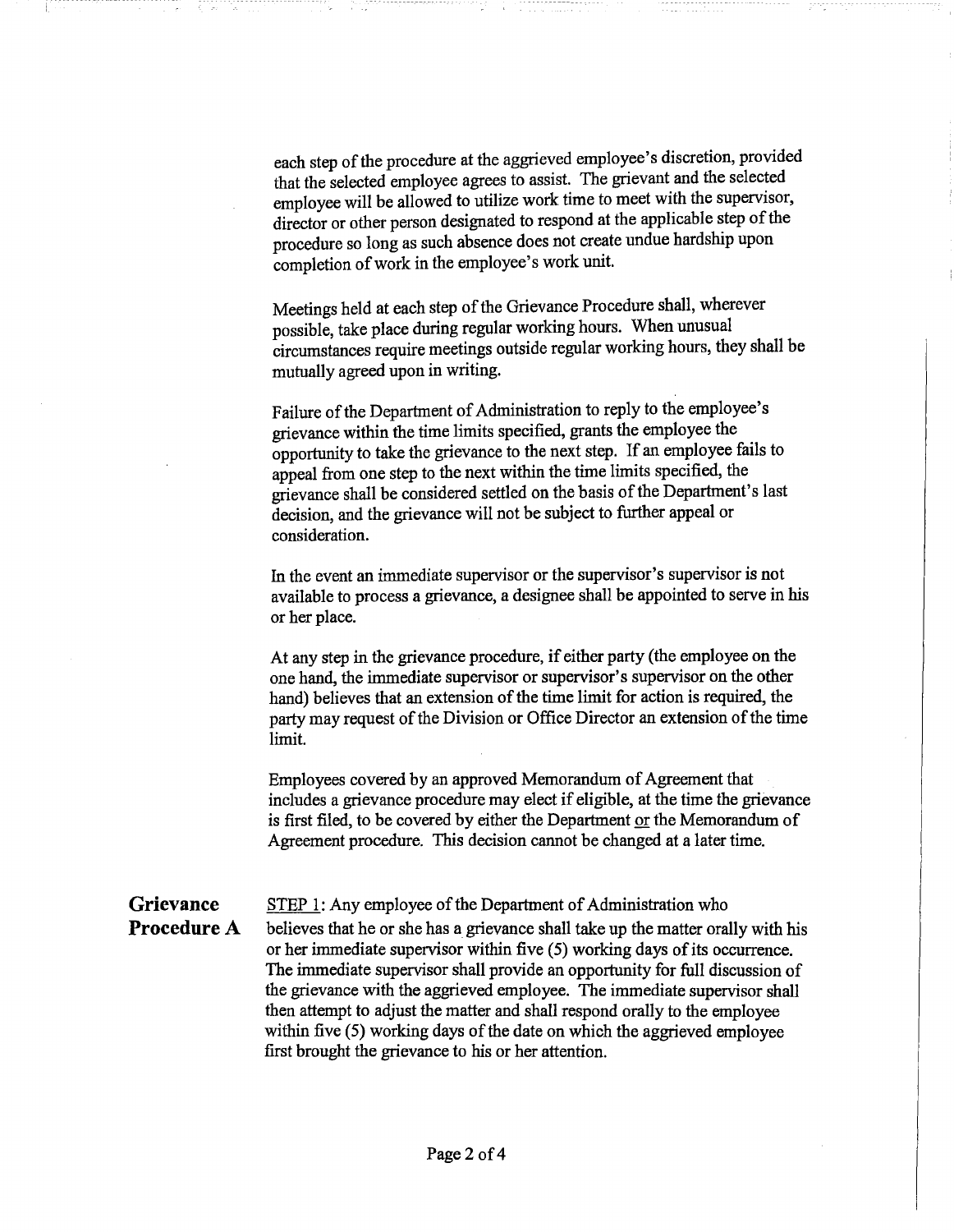each step of the procedure at the aggrieved employee's discretion, provided that the selected employee agrees to assist. The grievant and the selected employee will be allowed to utilize work time to meet with the supervisor, director or other person designated to respond at the applicable step of the procedure so long as such absence does not create undue hardship upon completion of work in the employee's work unit.

Meetings held at each step of the Grievance Procedure shall, wherever possible, take place during regular working hours. When unusual circumstances require meetings outside regular working hours, they shall be mutually agreed upon in writing.

Failure of the Department of Administration to reply to the employee's grievance within the time limits specified, grants the employee the opportunity to take the grievance to the next step. If an employee fails to appeal from one step to the next within the time limits specified, the grievance shall be considered settled on the basis of the Department's last decision, and the grievance will not be subject to further appeal or consideration.

In the event an immediate supervisor or the supervisor's supervisor is not available to process a grievance, a designee shall be appointed to serve in his or her place.

At any step in the grievance procedure, if either party (the employee on the one hand, the immediate supervisor or supervisor's supervisor on the other hand) believes that an extension of the time limit for action is required, the party may request of the Division or Office Director an extension of the time limit.

Employees covered by an approved Memorandum of Agreement that includes a grievance procedure may elect if eligible, at the time the grievance is first filed, to be covered by either the Department <u>or</u> the Memorandum of Agreement procedure. This decision cannot be changed at a later time.

## Grievance Procedure A

<u>STEP 1</u>: Any employee of the Department of Administration who believes that he or she has a grievance shall take up the matter orally with his or her immediate supervisor within five (5) working days of its occurrence. The immediate supervisor shall provide an opportunity for full discussion of the grievance with the aggrieved employee. The immediate supervisor shall then attempt to adjust the matter and shall respond orally to the employee within five (5) working days of the date on which the aggrieved employee first brought the grievance to his or her attention.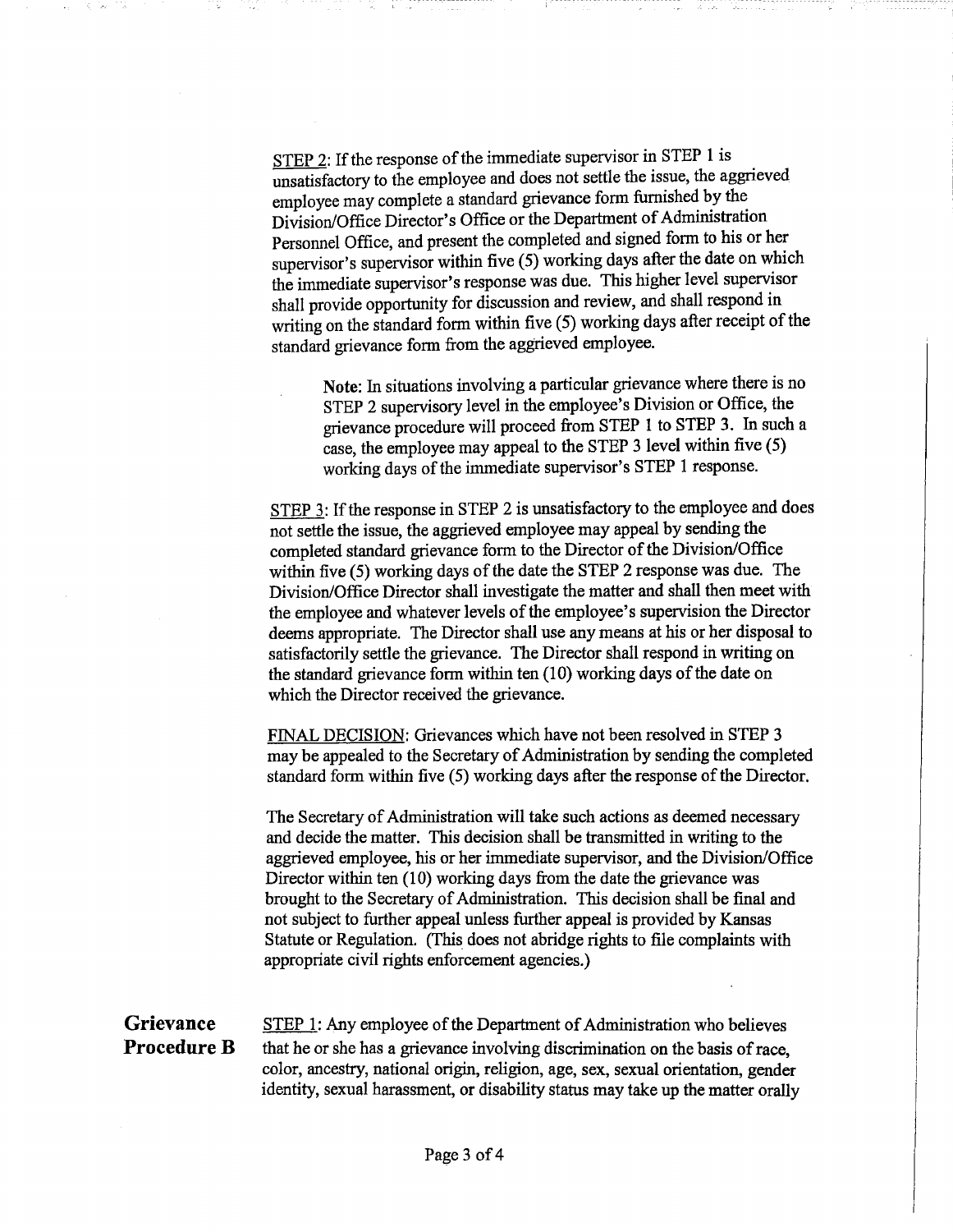STEP 2: If the response of the immediate supervisor in STEP 1 is unsatisfactory to the employee and does not settle the issue, the aggrieved employee may complete a standard grievance form furnished by the Division/Office Director's Office or the Department of Administration Personnel Office, and present the completed and signed form to his or her supervisor's supervisor within five (5) working days after the date on which the immediate supervisor's response was due. This higher level supervisor shall provide opportunity for discussion and review, and shall respond in writing on the standard form within five (5) working days after receipt of the standard grievance form from the aggrieved employee.

> **Note:** In situations involving a particular grievance where there is no STEP 2 supervisory level in the employee's Division or Office, the grievance procedure will proceed from STEP 1 to STEP 3. In such a case, the employee may appeal to the STEP 3 level within five (5) working days of the immediate supervisor's STEP 1 response.

STEP 3: If the response in STEP 2 is unsatisfactory to the employee and does not settle the issue, the aggrieved employee may appeal by sending the completed standard grievance form to the Director of the Division/Office within five (5) working days of the date the STEP 2 response was due. The Division/Office Director shall investigate the matter and shall then meet with the employee and whatever levels of the employee's supervision the Director deems appropriate. The Director shall use any means at his or her disposal to satisfactorily settle the grievance. The Director shall respond in writing on the standard grievance form within ten (10) working days of the date on which the Director received the grievance.

FINAL DECISION: Grievances which have not been resolved in STEP 3 may be appealed to the Secretary of Administration by sending the completed standard form within five (5) working days after the response of the Director.

The Secretary of Administration will take such actions as deemed necessary and decide the matter. This decision shall be transmitted in writing to the aggrieved employee, his or her immediate supervisor, and the Division/Office Director within ten (10) working days from the date the grievance was brought to the Secretary of Administration. This decision shall be final and not subject to further appeal unless further appeal is provided by Kansas Statute or Regulation. (This does not abridge rights to file complaints with appropriate civil rights enforcement agencies.)

## Grievance Procedure B

STEP 1: Any employee of the Department of Administration who believes that he or she has a grievance involving discrimination on the basis of race, color, ancestry, national origin, religion, age, sex, sexual orientation, gender identity, sexual harassment, or disability status may take up the matter orally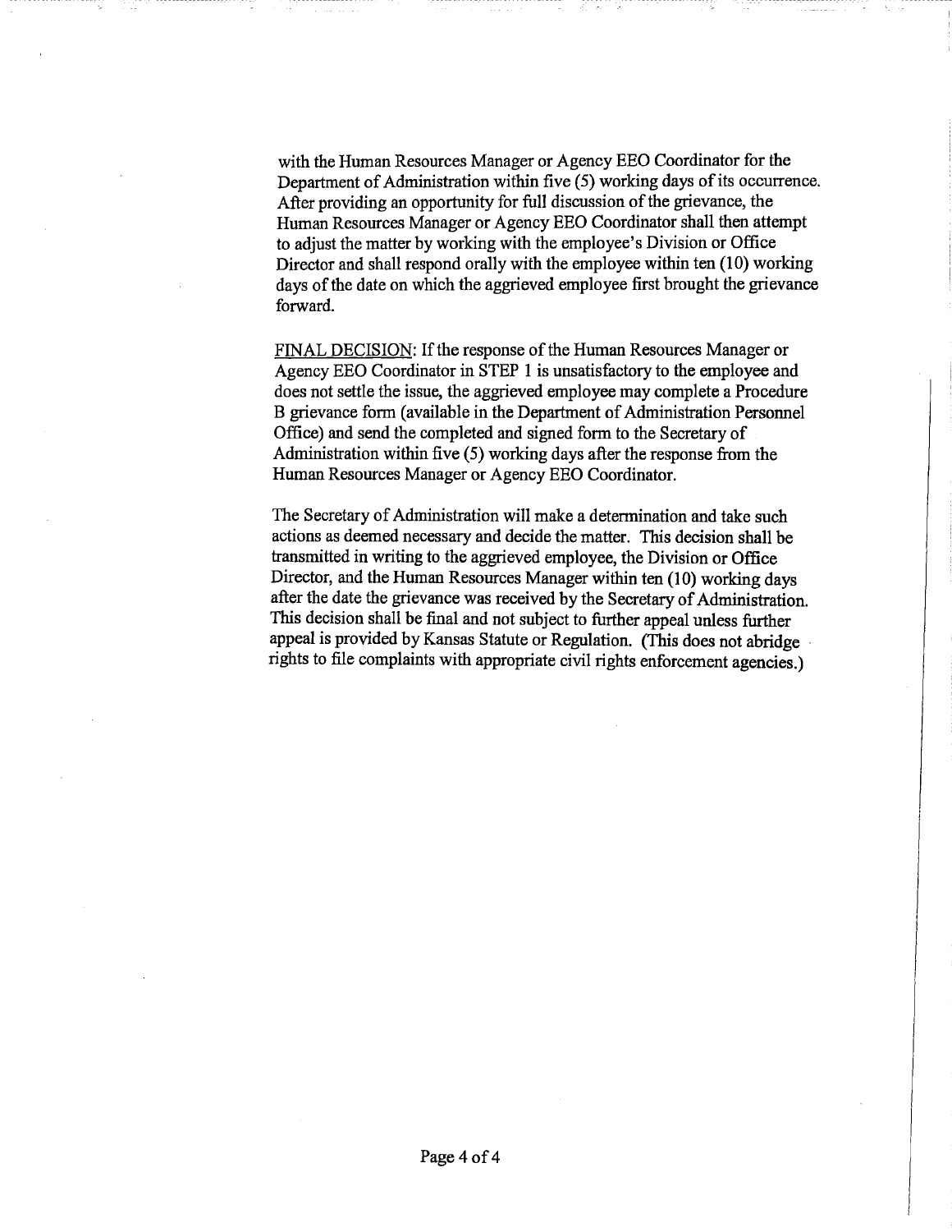with the Human Resources Manager or Agency EEO Coordinator for the Department of Administration within five (5) working days of its occurrence. After providing an opportunity for full discussion of the grievance, the Human Resources Manager or Agency EEO Coordinator shall then attempt to adjust the matter by working with the employee's Division or Office Director and shall respond orally with the employee within ten (10) working days of the date on which the aggrieved employee first brought the grievance forward.

<u>FINAL DECISION</u>: If the response of the Human Resources Manager or Agency EEO Coordinator in STEP 1 is unsatisfactory to the employee and does not settle the issue, the aggrieved employee may complete a Procedure B grievance form (available in the Department of Administration Personnel Office) and send the completed and signed form to the Secretary of Administration within five (5) working days after the response from the Human Resources Manager or Agency EEO Coordinator.

The Secretary of Administration will make a determination and take such actions as deemed necessary and decide the matter. This decision shall be transmitted in writing to the aggrieved employee, the Division or Office Director, and the Human Resources Manager within ten (10) working days after the date the grievance was received by the Secretary of Administration. This decision shall be final and not subject to further appeal unless further appeal is provided by Kansas Statute or Regulation. (This does not abridge rights to file complaints with appropriate civil rights enforcement agencies.)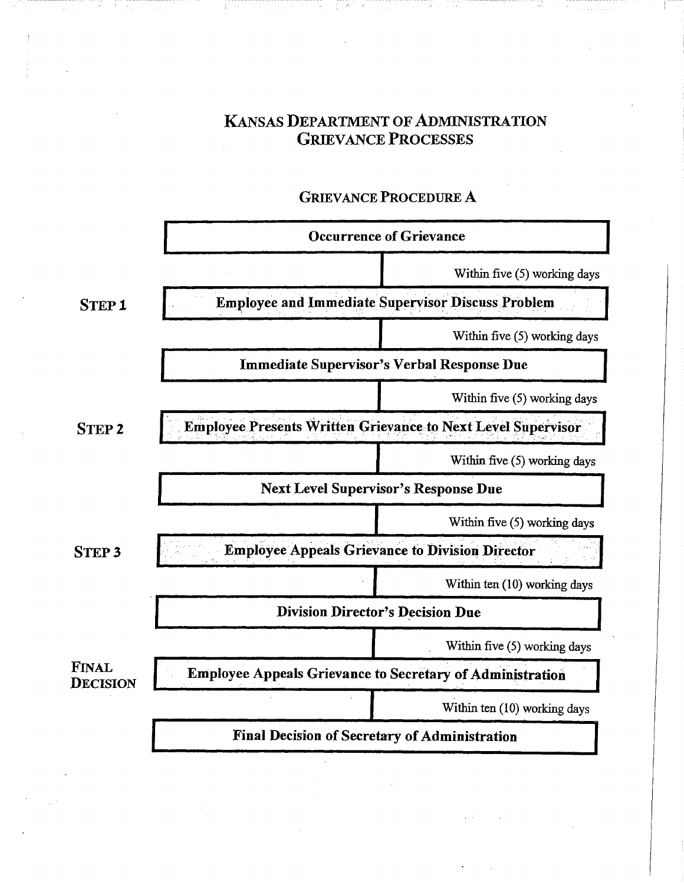# KANSAS DEPARTMENT OF ADMINISTRATION GRIEVANCE PROCESSES

## GRIEVANCE PROCEDURE A

**Occurrence of Grievance**

*Within five (5) working days*

**STEP 1** — **Employee and Immediate Supervisor Discuss Problem**

*Within five (5) working days*

**Immediate Supervisor's Verbal Response Due**

*Within five (5) working days*

**STEP 2** — **Employee Presents Written Grievance to Next Level Supervisor**

*Within five (5) working days*

**Next Level Supervisor's Response Due**

*Within five (5) working days*

**STEP 3** — **Employee Appeals Grievance to Division Director**

*Within ten (10) working days*

**Division Director's Decision Due**

*Within five (5) working days*

**FINAL DECISION** — **Employee Appeals Grievance to Secretary of Administration**

*Within ten (10) working days*

**Final Decision of Secretary of Administration**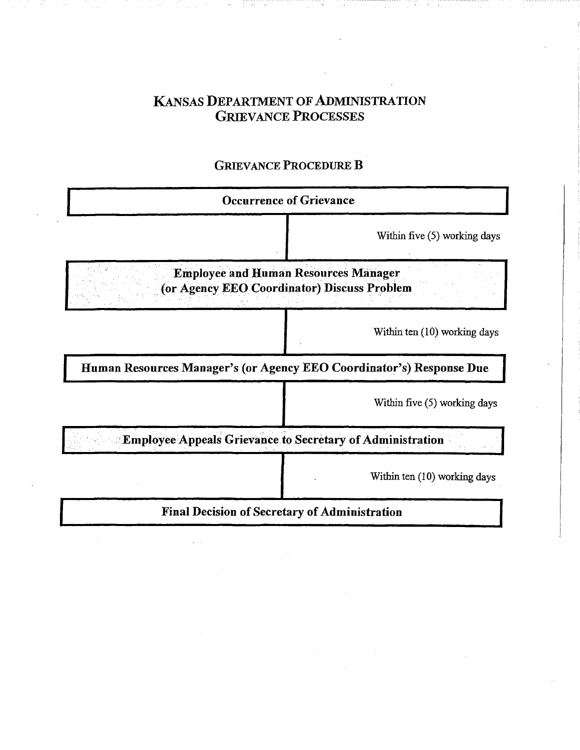# Kansas Department of Administration Grievance Processes

## Grievance Procedure B

**Occurrence of Grievance**

Within five (5) working days

**Employee and Human Resources Manager (or Agency EEO Coordinator) Discuss Problem**

Within ten (10) working days

**Human Resources Manager's (or Agency EEO Coordinator's) Response Due**

Within five (5) working days

**Employee Appeals Grievance to Secretary of Administration**

Within ten (10) working days

**Final Decision of Secretary of Administration**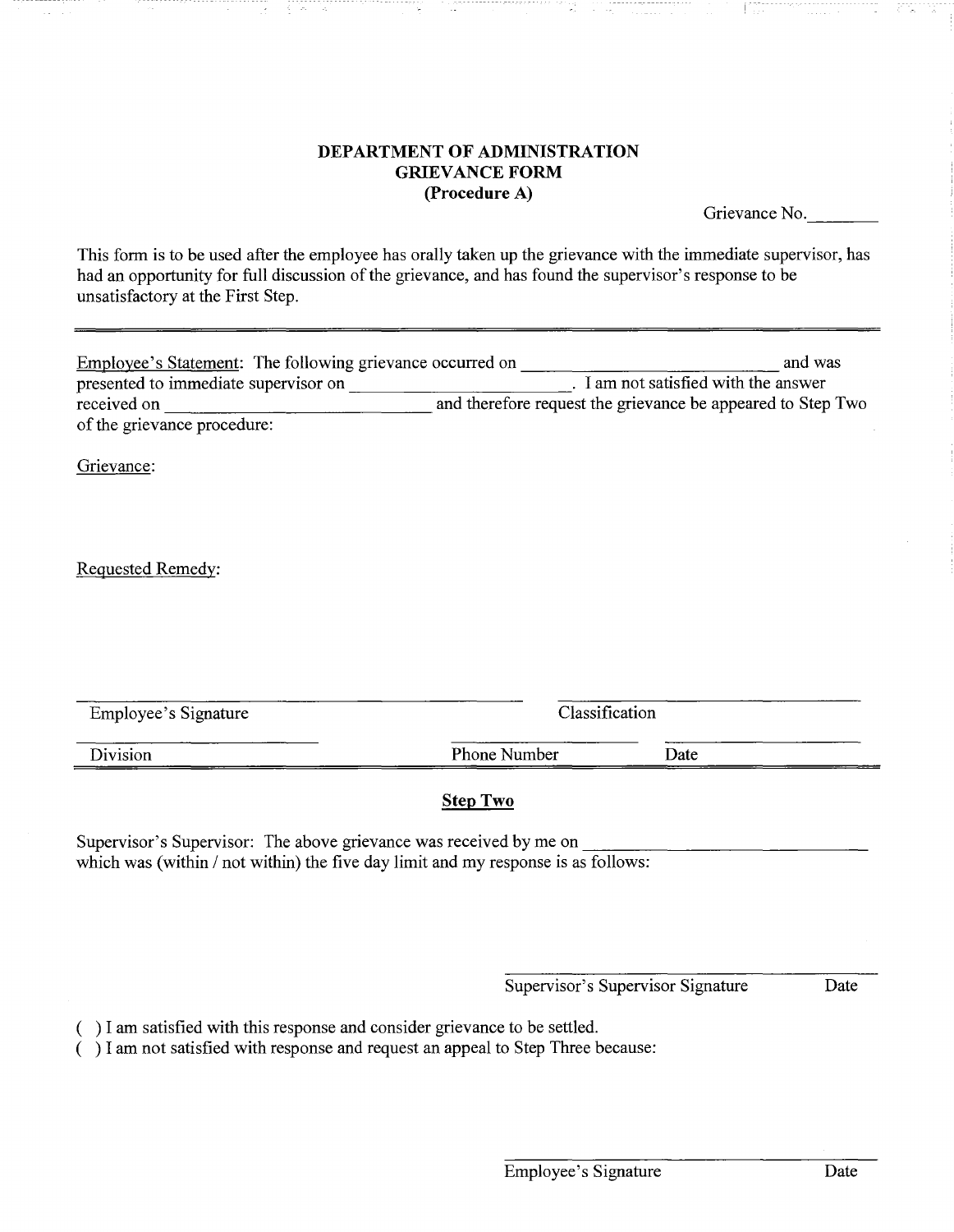**DEPARTMENT OF ADMINISTRATION**
**GRIEVANCE FORM**
**(Procedure A)**

Grievance No.________

This form is to be used after the employee has orally taken up the grievance with the immediate supervisor, has had an opportunity for full discussion of the grievance, and has found the supervisor's response to be unsatisfactory at the First Step.

---

Employee's Statement: The following grievance occurred on ____________________________ and was presented to immediate supervisor on ________________________. I am not satisfied with the answer received on ____________________________ and therefore request the grievance be appeared to Step Two of the grievance procedure:

Grievance:

Requested Remedy:

_______________________________ Employee's Signature

_______________________________ Classification

_______________________________ Division

_______________________________ Phone Number

_______________________________ Date

---

**Step Two**

Supervisor's Supervisor: The above grievance was received by me on ______________________________ which was (within / not within) the five day limit and my response is as follows:

_______________________________ Supervisor's Supervisor Signature

_______________________________ Date

( ) I am satisfied with this response and consider grievance to be settled.

( ) I am not satisfied with response and request an appeal to Step Three because:

_______________________________ Employee's Signature

_______________________________ Date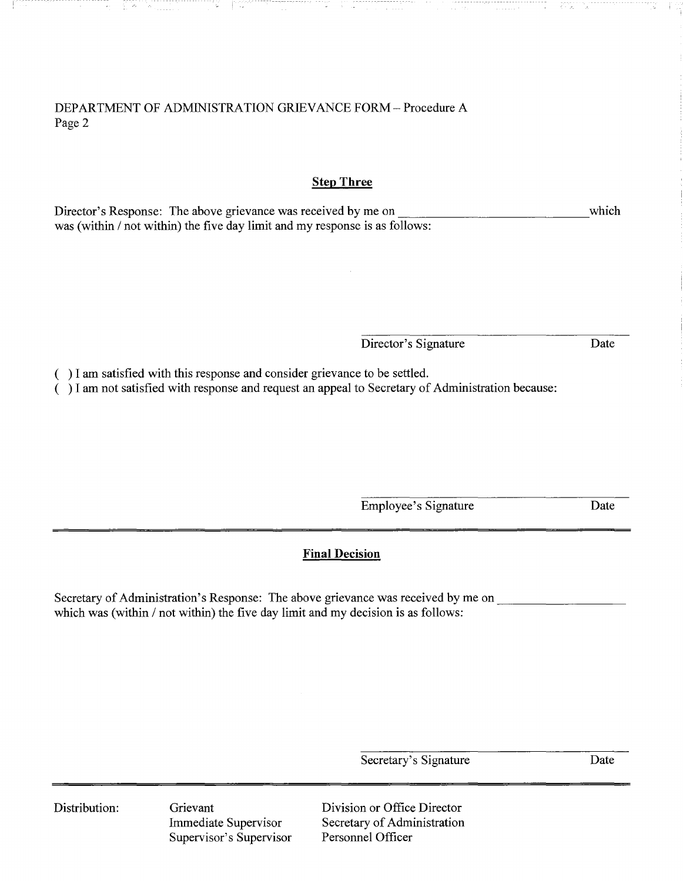DEPARTMENT OF ADMINISTRATION GRIEVANCE FORM – Procedure A
Page 2

**Step Three**

Director's Response: The above grievance was received by me on ______________________________ which was (within / not within) the five day limit and my response is as follows:

Director's Signature    Date

( ) I am satisfied with this response and consider grievance to be settled.
( ) I am not satisfied with response and request an appeal to Secretary of Administration because:

Employee's Signature    Date

---

**Final Decision**

Secretary of Administration's Response: The above grievance was received by me on ____________________ which was (within / not within) the five day limit and my decision is as follows:

Secretary's Signature    Date

---

| Distribution: | Grievant | Division or Office Director |
|---|---|---|
| | Immediate Supervisor | Secretary of Administration |
| | Supervisor's Supervisor | Personnel Officer |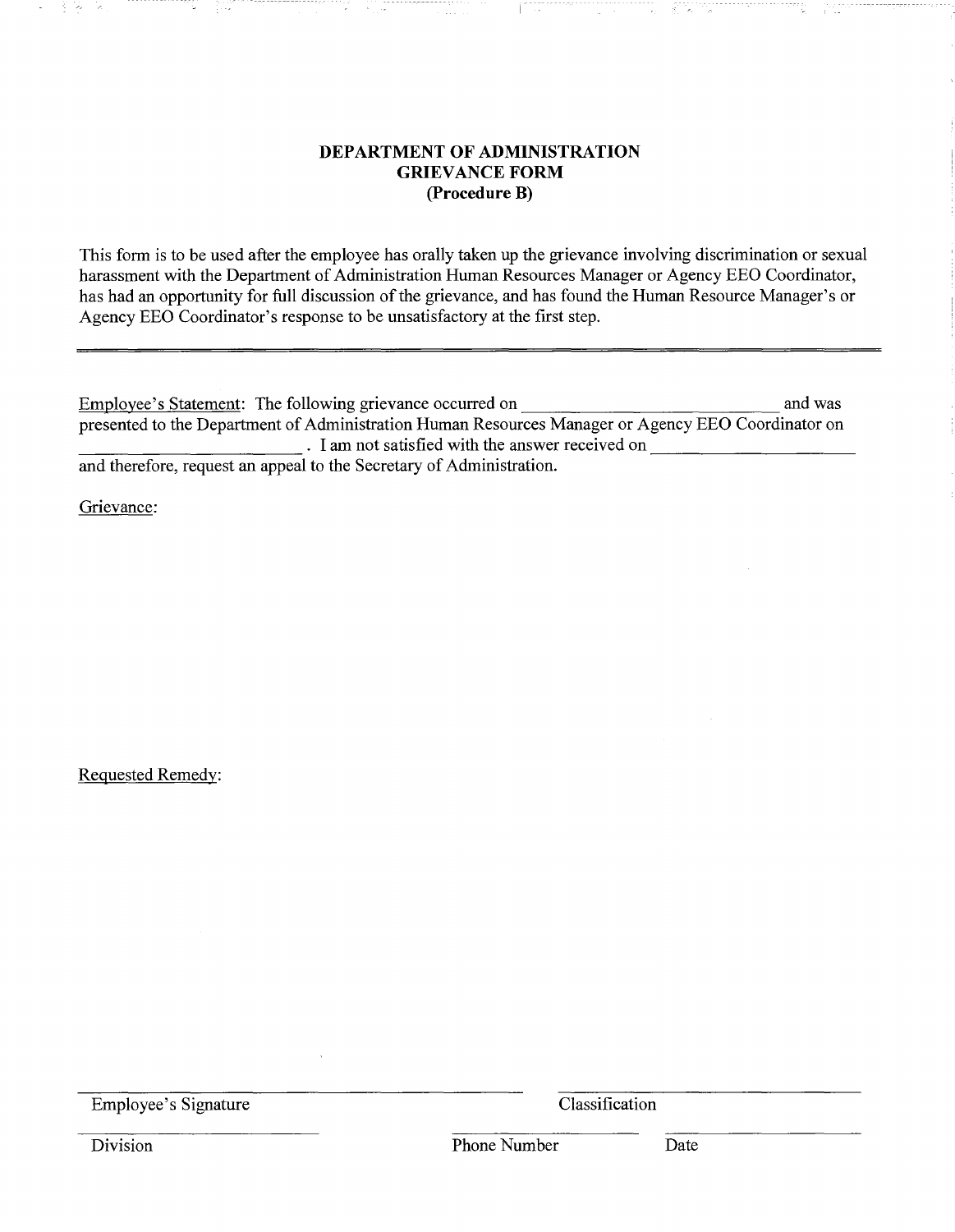**DEPARTMENT OF ADMINISTRATION**
**GRIEVANCE FORM**
**(Procedure B)**

This form is to be used after the employee has orally taken up the grievance involving discrimination or sexual harassment with the Department of Administration Human Resources Manager or Agency EEO Coordinator, has had an opportunity for full discussion of the grievance, and has found the Human Resource Manager's or Agency EEO Coordinator's response to be unsatisfactory at the first step.

---

Employee's Statement: The following grievance occurred on ______________________ and was presented to the Department of Administration Human Resources Manager or Agency EEO Coordinator on ______________________ . I am not satisfied with the answer received on ______________________ and therefore, request an appeal to the Secretary of Administration.

Grievance:

Requested Remedy:

______________________________ ______________________________
Employee's Signature Classification

______________________ ______________________ ______________________
Division Phone Number Date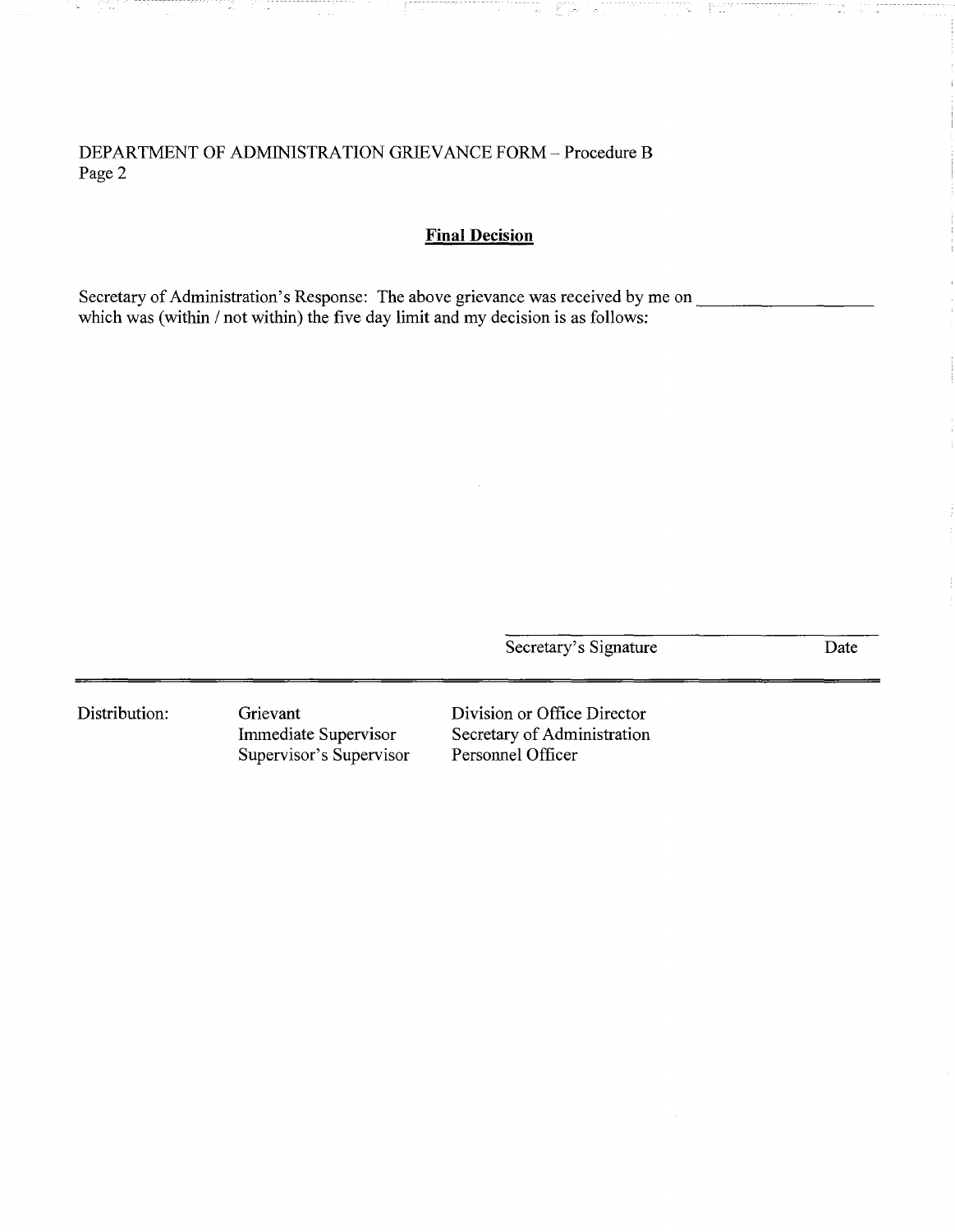DEPARTMENT OF ADMINISTRATION GRIEVANCE FORM – Procedure B
Page 2

## Final Decision

Secretary of Administration's Response: The above grievance was received by me on ____________________ which was (within / not within) the five day limit and my decision is as follows:

_______________________________________________

Secretary's Signature                    Date

---

| Distribution: | Grievant | Division or Office Director |
|---|---|---|
| | Immediate Supervisor | Secretary of Administration |
| | Supervisor's Supervisor | Personnel Officer |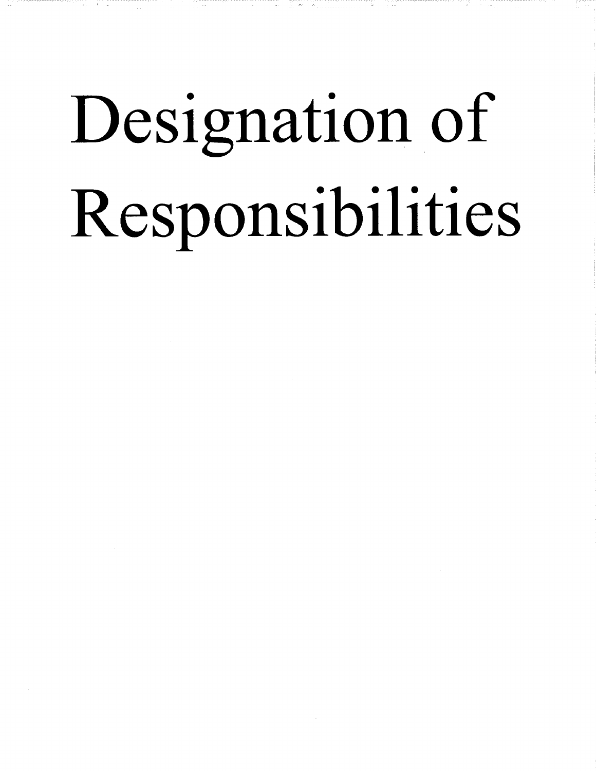# Designation of Responsibilities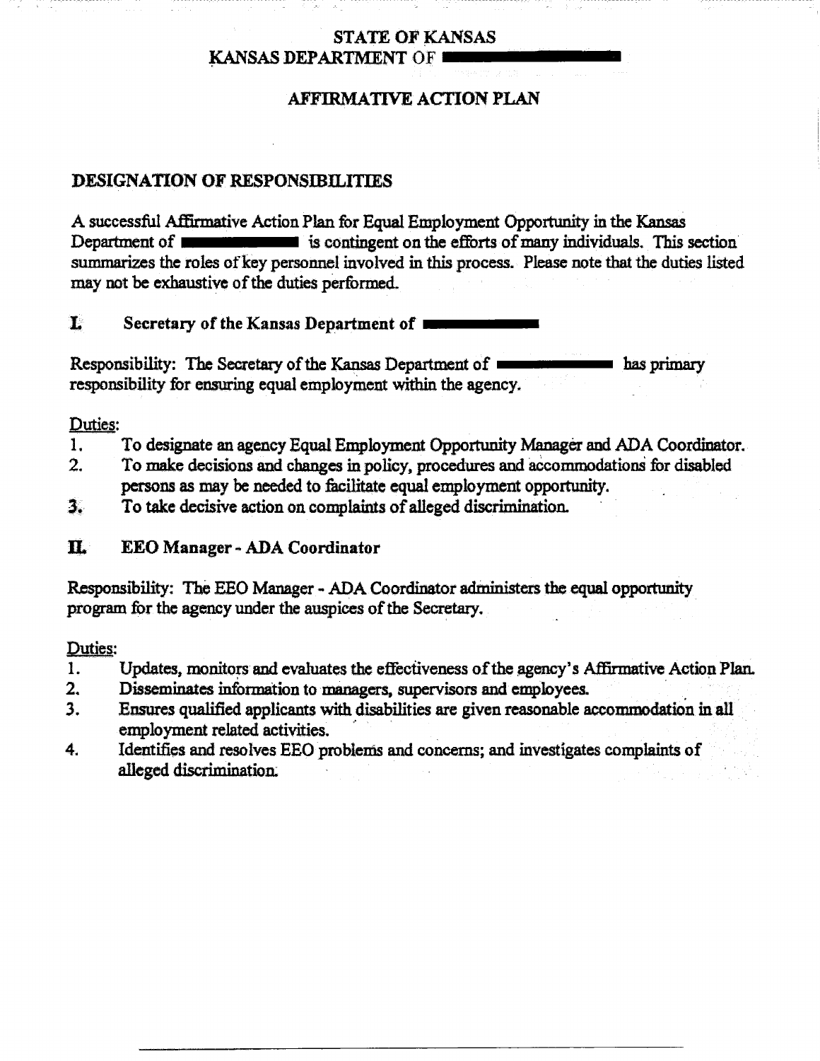# STATE OF KANSAS
# KANSAS DEPARTMENT OF ████████

## AFFIRMATIVE ACTION PLAN

### DESIGNATION OF RESPONSIBILITIES

A successful Affirmative Action Plan for Equal Employment Opportunity in the Kansas Department of ████████ is contingent on the efforts of many individuals. This section summarizes the roles of key personnel involved in this process. Please note that the duties listed may not be exhaustive of the duties performed.

### I. Secretary of the Kansas Department of ████████

Responsibility: The Secretary of the Kansas Department of ████████ has primary responsibility for ensuring equal employment within the agency.

Duties:

1. To designate an agency Equal Employment Opportunity Manager and ADA Coordinator.
2. To make decisions and changes in policy, procedures and accommodations for disabled persons as may be needed to facilitate equal employment opportunity.
3. To take decisive action on complaints of alleged discrimination.

### II. EEO Manager - ADA Coordinator

Responsibility: The EEO Manager - ADA Coordinator administers the equal opportunity program for the agency under the auspices of the Secretary.

Duties:

1. Updates, monitors and evaluates the effectiveness of the agency's Affirmative Action Plan.
2. Disseminates information to managers, supervisors and employees.
3. Ensures qualified applicants with disabilities are given reasonable accommodation in all employment related activities.
4. Identifies and resolves EEO problems and concerns; and investigates complaints of alleged discrimination.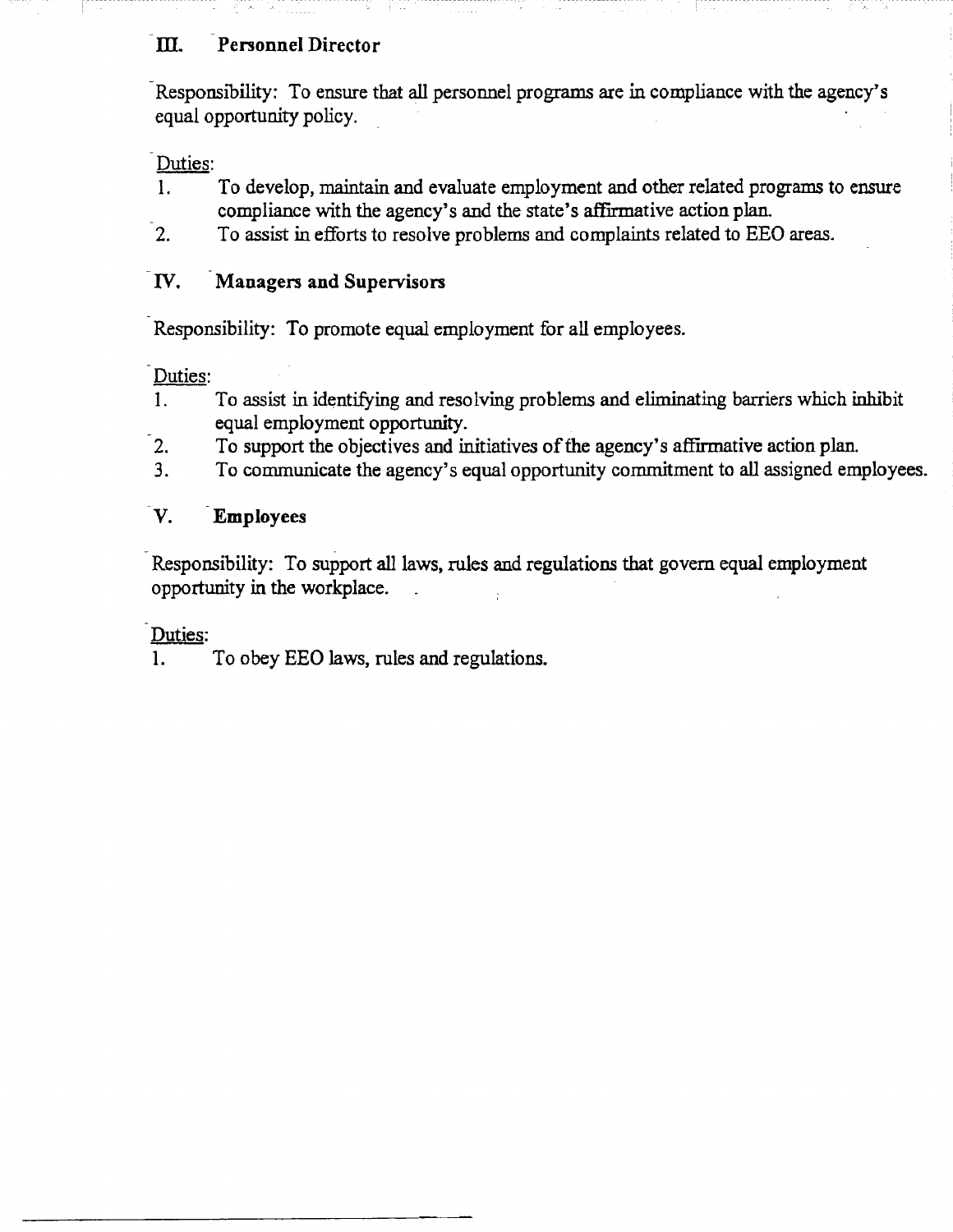## III. Personnel Director

Responsibility: To ensure that all personnel programs are in compliance with the agency's equal opportunity policy.

Duties:

1. To develop, maintain and evaluate employment and other related programs to ensure compliance with the agency's and the state's affirmative action plan.
2. To assist in efforts to resolve problems and complaints related to EEO areas.

## IV. Managers and Supervisors

Responsibility: To promote equal employment for all employees.

Duties:

1. To assist in identifying and resolving problems and eliminating barriers which inhibit equal employment opportunity.
2. To support the objectives and initiatives of the agency's affirmative action plan.
3. To communicate the agency's equal opportunity commitment to all assigned employees.

## V. Employees

Responsibility: To support all laws, rules and regulations that govern equal employment opportunity in the workplace.

Duties:

1. To obey EEO laws, rules and regulations.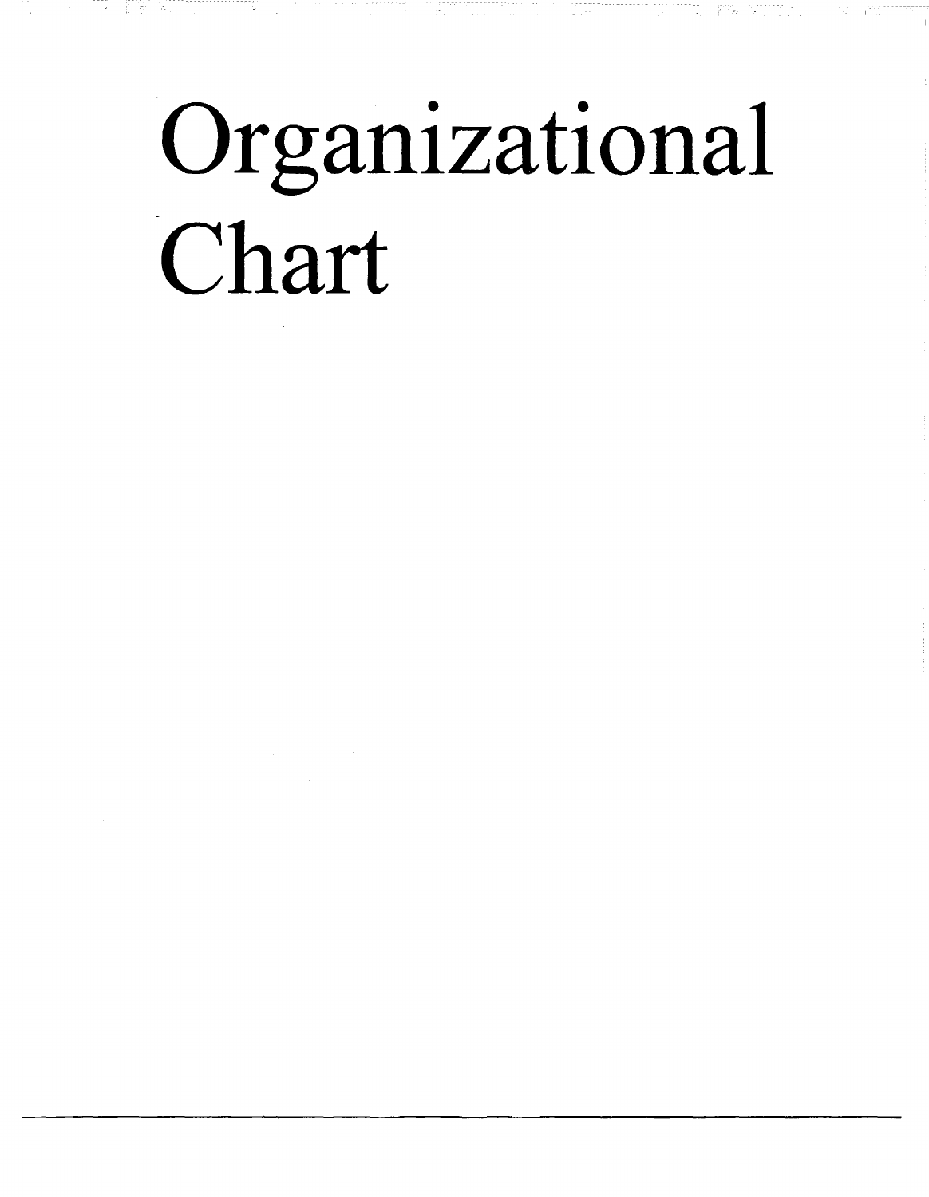# Organizational Chart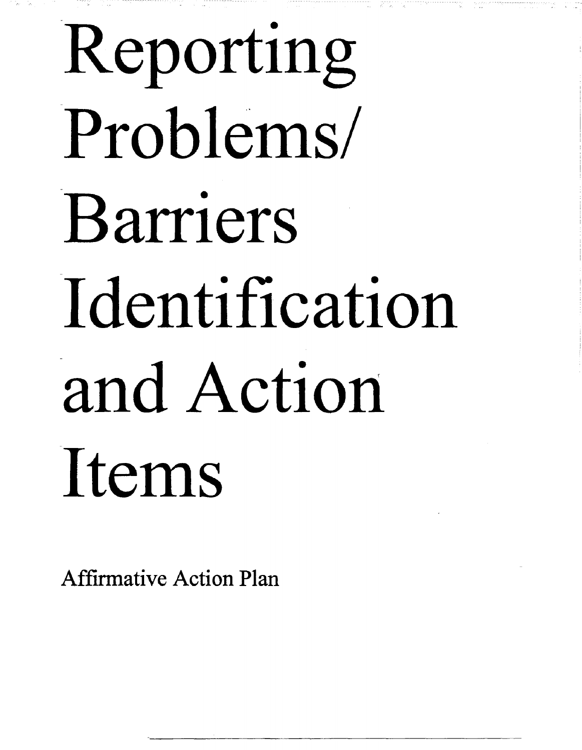# Reporting Problems/ Barriers Identification and Action Items

Affirmative Action Plan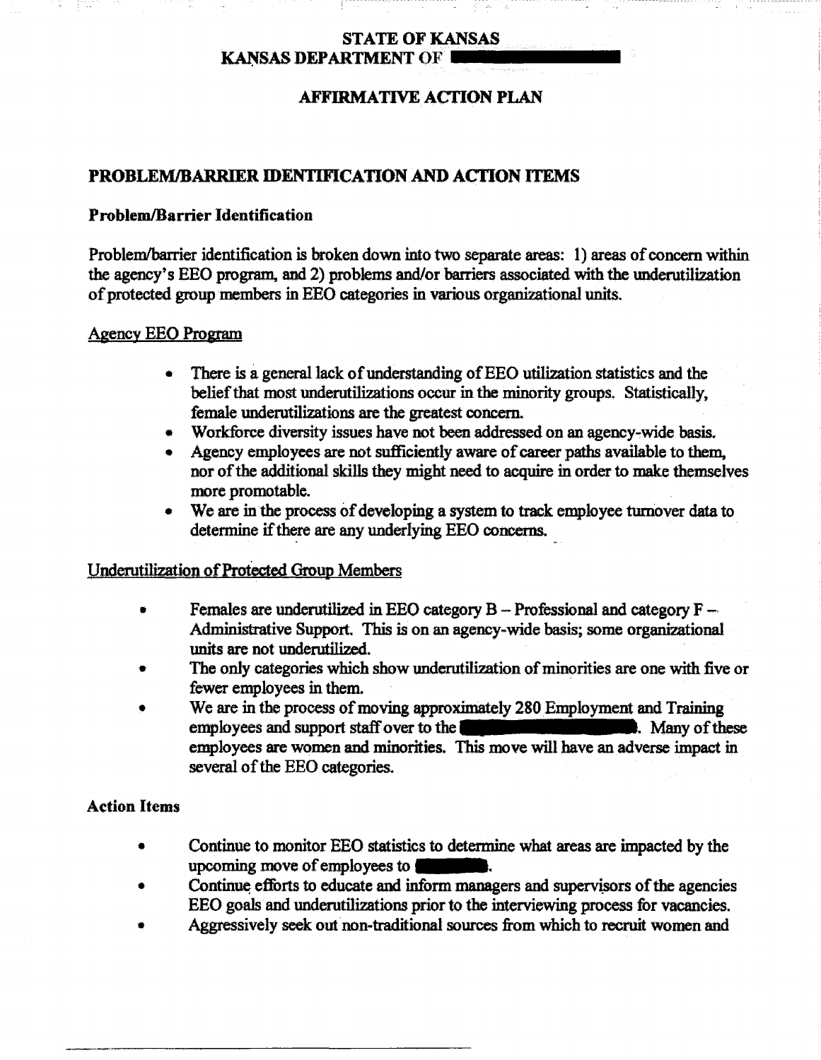**STATE OF KANSAS**
**KANSAS DEPARTMENT OF**

**AFFIRMATIVE ACTION PLAN**

## PROBLEM/BARRIER IDENTIFICATION AND ACTION ITEMS

### Problem/Barrier Identification

Problem/barrier identification is broken down into two separate areas: 1) areas of concern within the agency's EEO program, and 2) problems and/or barriers associated with the underutilization of protected group members in EEO categories in various organizational units.

Agency EEO Program

- There is a general lack of understanding of EEO utilization statistics and the belief that most underutilizations occur in the minority groups. Statistically, female underutilizations are the greatest concern.
- Workforce diversity issues have not been addressed on an agency-wide basis.
- Agency employees are not sufficiently aware of career paths available to them, nor of the additional skills they might need to acquire in order to make themselves more promotable.
- We are in the process of developing a system to track employee turnover data to determine if there are any underlying EEO concerns.

Underutilization of Protected Group Members

- Females are underutilized in EEO category B – Professional and category F – Administrative Support. This is on an agency-wide basis; some organizational units are not underutilized.
- The only categories which show underutilization of minorities are one with five or fewer employees in them.
- We are in the process of moving approximately 280 Employment and Training employees and support staff over to the . Many of these employees are women and minorities. This move will have an adverse impact in several of the EEO categories.

### Action Items

- Continue to monitor EEO statistics to determine what areas are impacted by the upcoming move of employees to .
- Continue efforts to educate and inform managers and supervisors of the agencies EEO goals and underutilizations prior to the interviewing process for vacancies.
- Aggressively seek out non-traditional sources from which to recruit women and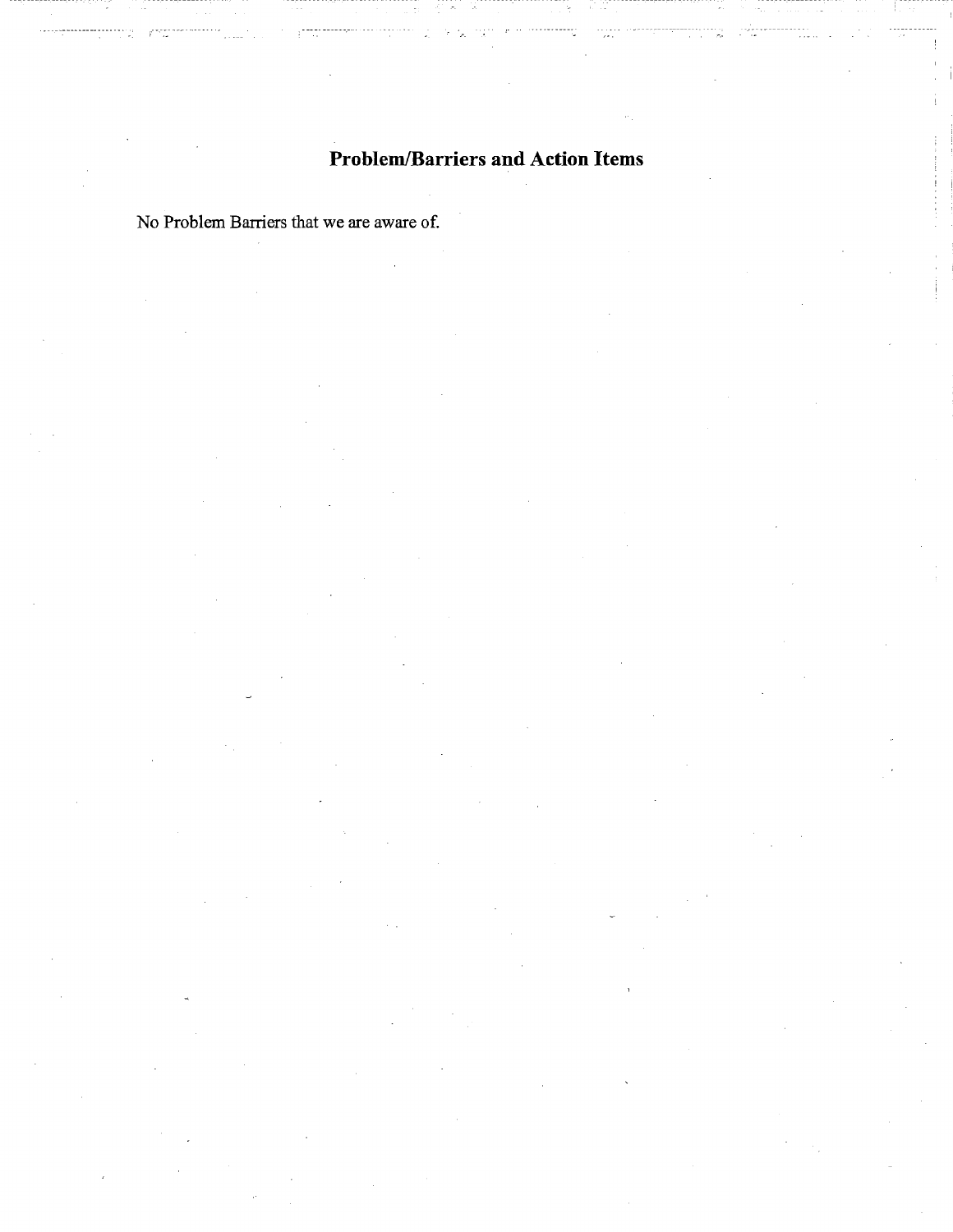## Problem/Barriers and Action Items

No Problem Barriers that we are aware of.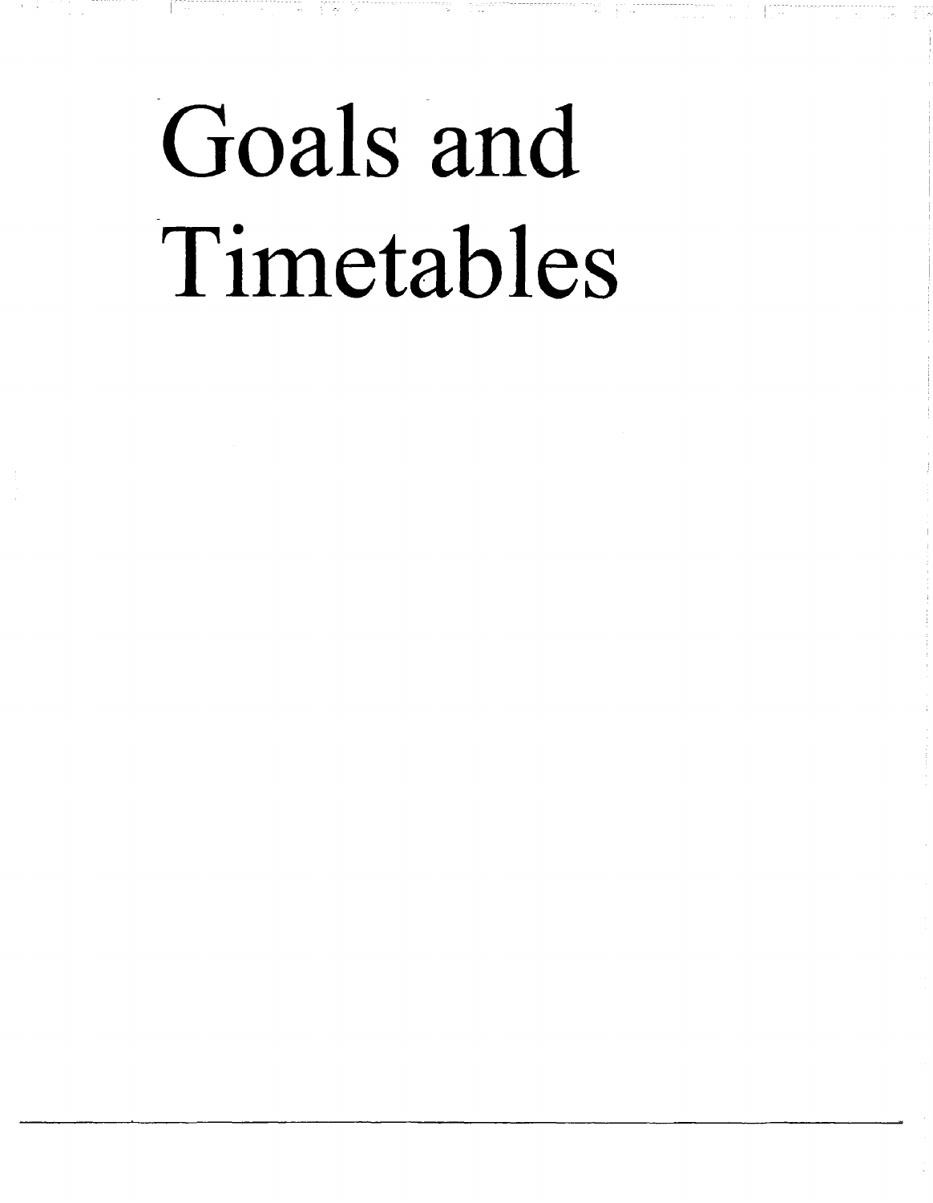# Goals and Timetables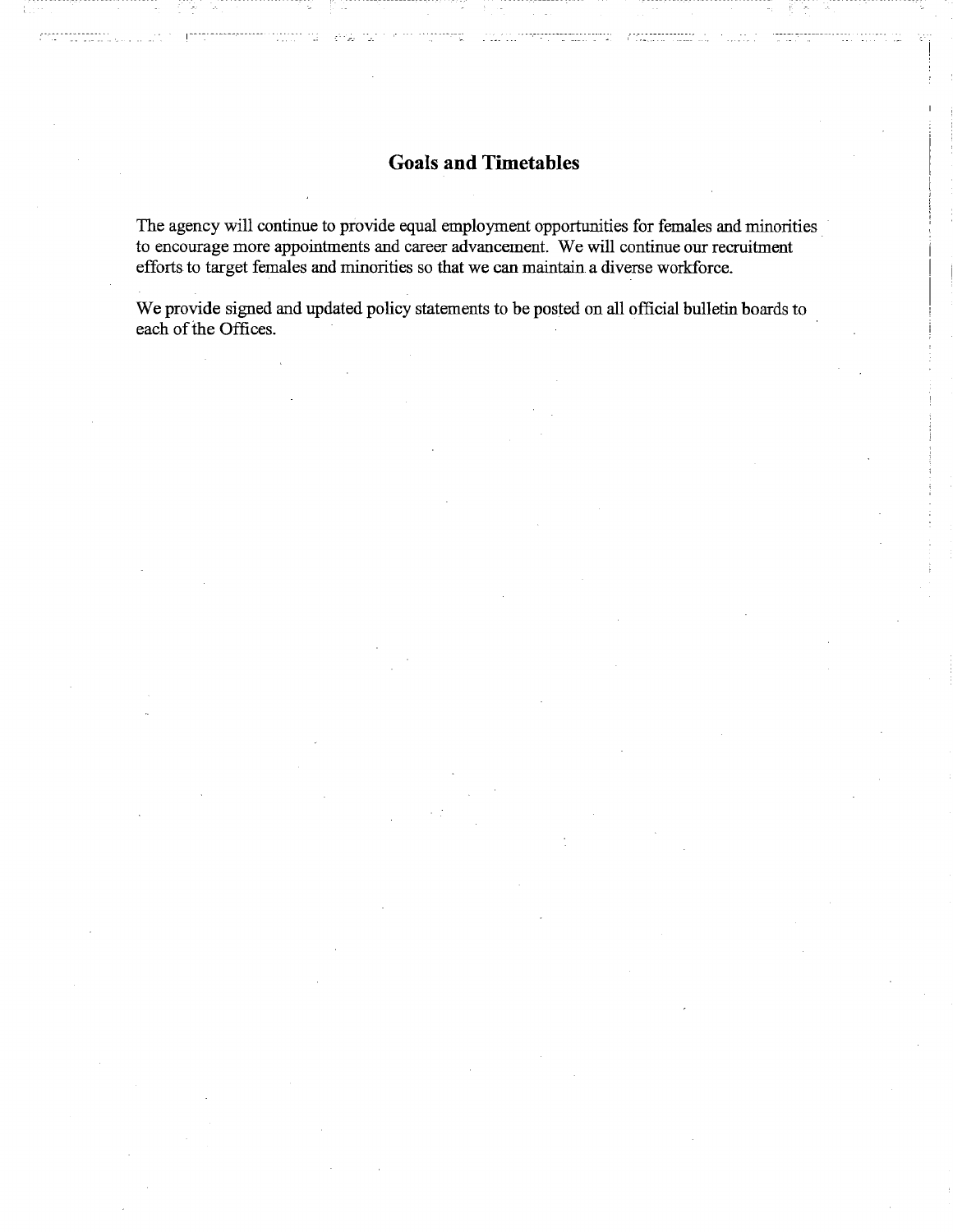## Goals and Timetables

The agency will continue to provide equal employment opportunities for females and minorities to encourage more appointments and career advancement. We will continue our recruitment efforts to target females and minorities so that we can maintain a diverse workforce.

We provide signed and updated policy statements to be posted on all official bulletin boards to each of the Offices.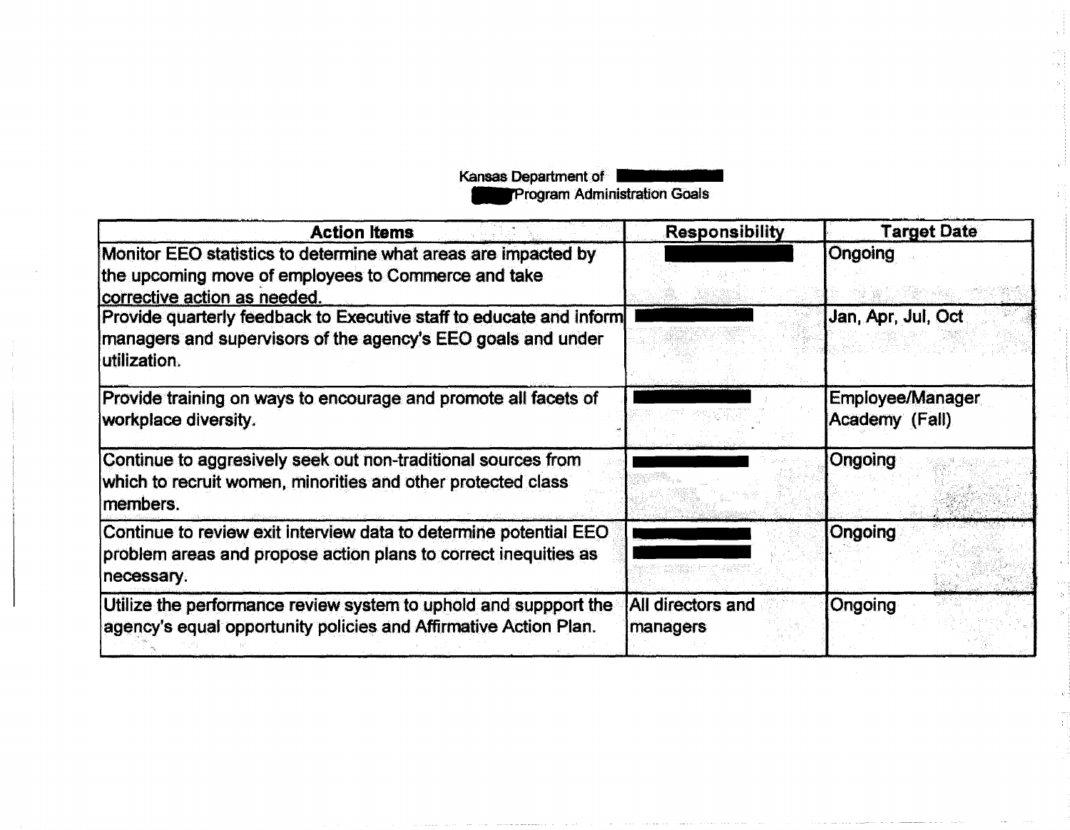Kansas Department of [REDACTED]
[REDACTED] Program Administration Goals

| Action Items | Responsibility | Target Date |
|---|---|---|
| Monitor EEO statistics to determine what areas are impacted by the upcoming move of employees to Commerce and take corrective action as needed. | [REDACTED] | Ongoing |
| Provide quarterly feedback to Executive staff to educate and inform managers and supervisors of the agency's EEO goals and under utilization. | [REDACTED] | Jan, Apr, Jul, Oct |
| Provide training on ways to encourage and promote all facets of workplace diversity. | [REDACTED] | Employee/Manager Academy (Fall) |
| Continue to aggresively seek out non-traditional sources from which to recruit women, minorities and other protected class members. | [REDACTED] | Ongoing |
| Continue to review exit interview data to determine potential EEO problem areas and propose action plans to correct inequities as necessary. | [REDACTED] [REDACTED] | Ongoing |
| Utilize the performance review system to uphold and suppport the agency's equal opportunity policies and Affirmative Action Plan. | All directors and managers | Ongoing |